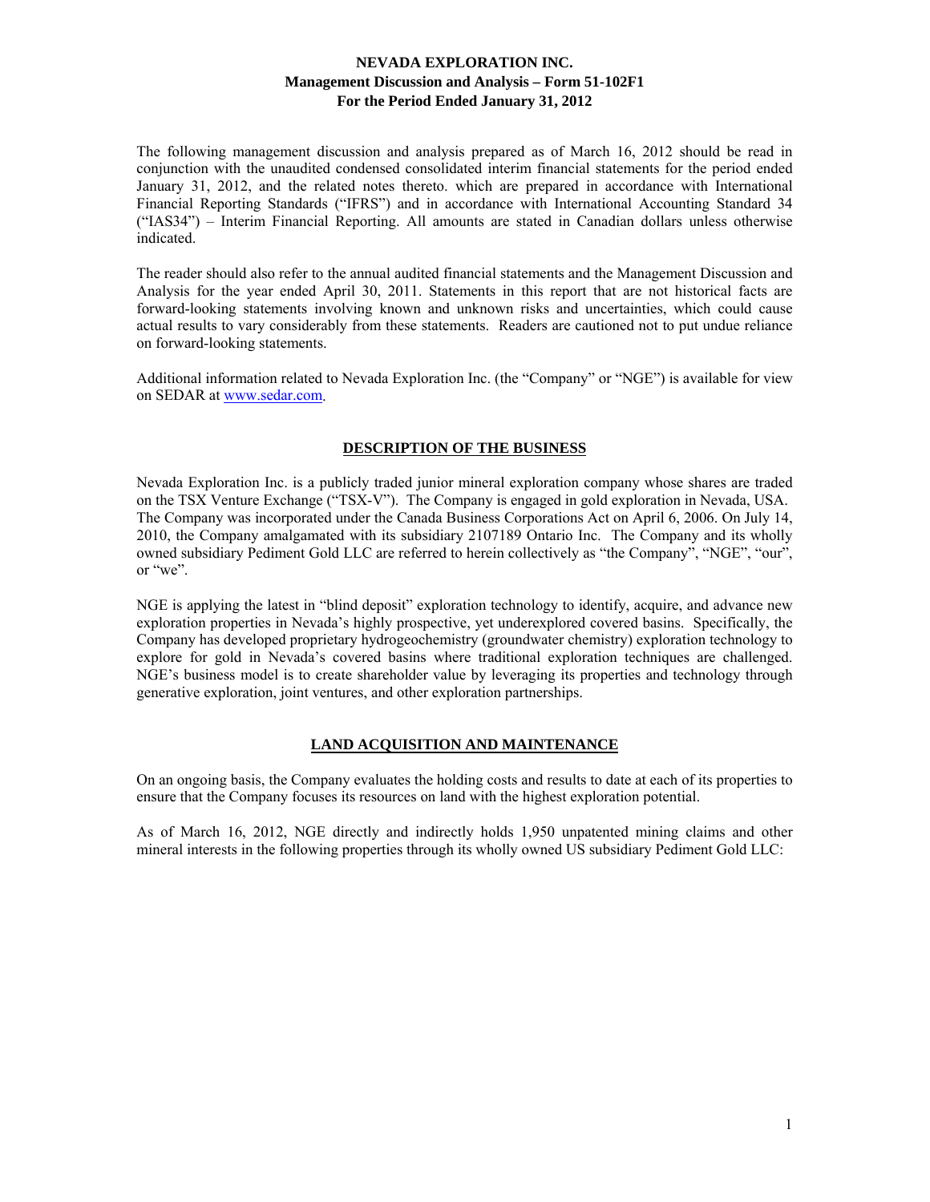# NEVADA EXPLORATION INC.
## Management Discussion and Analysis – Form 51-102F1
## For the Period Ended January 31, 2012

The following management discussion and analysis prepared as of March 16, 2012 should be read in conjunction with the unaudited condensed consolidated interim financial statements for the period ended January 31, 2012, and the related notes thereto. which are prepared in accordance with International Financial Reporting Standards ("IFRS") and in accordance with International Accounting Standard 34 ("IAS34") – Interim Financial Reporting. All amounts are stated in Canadian dollars unless otherwise indicated.

The reader should also refer to the annual audited financial statements and the Management Discussion and Analysis for the year ended April 30, 2011. Statements in this report that are not historical facts are forward-looking statements involving known and unknown risks and uncertainties, which could cause actual results to vary considerably from these statements. Readers are cautioned not to put undue reliance on forward-looking statements.

Additional information related to Nevada Exploration Inc. (the "Company" or "NGE") is available for view on SEDAR at www.sedar.com.

## DESCRIPTION OF THE BUSINESS

Nevada Exploration Inc. is a publicly traded junior mineral exploration company whose shares are traded on the TSX Venture Exchange ("TSX-V"). The Company is engaged in gold exploration in Nevada, USA. The Company was incorporated under the Canada Business Corporations Act on April 6, 2006. On July 14, 2010, the Company amalgamated with its subsidiary 2107189 Ontario Inc. The Company and its wholly owned subsidiary Pediment Gold LLC are referred to herein collectively as "the Company", "NGE", "our", or "we".

NGE is applying the latest in "blind deposit" exploration technology to identify, acquire, and advance new exploration properties in Nevada's highly prospective, yet underexplored covered basins. Specifically, the Company has developed proprietary hydrogeochemistry (groundwater chemistry) exploration technology to explore for gold in Nevada's covered basins where traditional exploration techniques are challenged. NGE's business model is to create shareholder value by leveraging its properties and technology through generative exploration, joint ventures, and other exploration partnerships.

## LAND ACQUISITION AND MAINTENANCE

On an ongoing basis, the Company evaluates the holding costs and results to date at each of its properties to ensure that the Company focuses its resources on land with the highest exploration potential.

As of March 16, 2012, NGE directly and indirectly holds 1,950 unpatented mining claims and other mineral interests in the following properties through its wholly owned US subsidiary Pediment Gold LLC: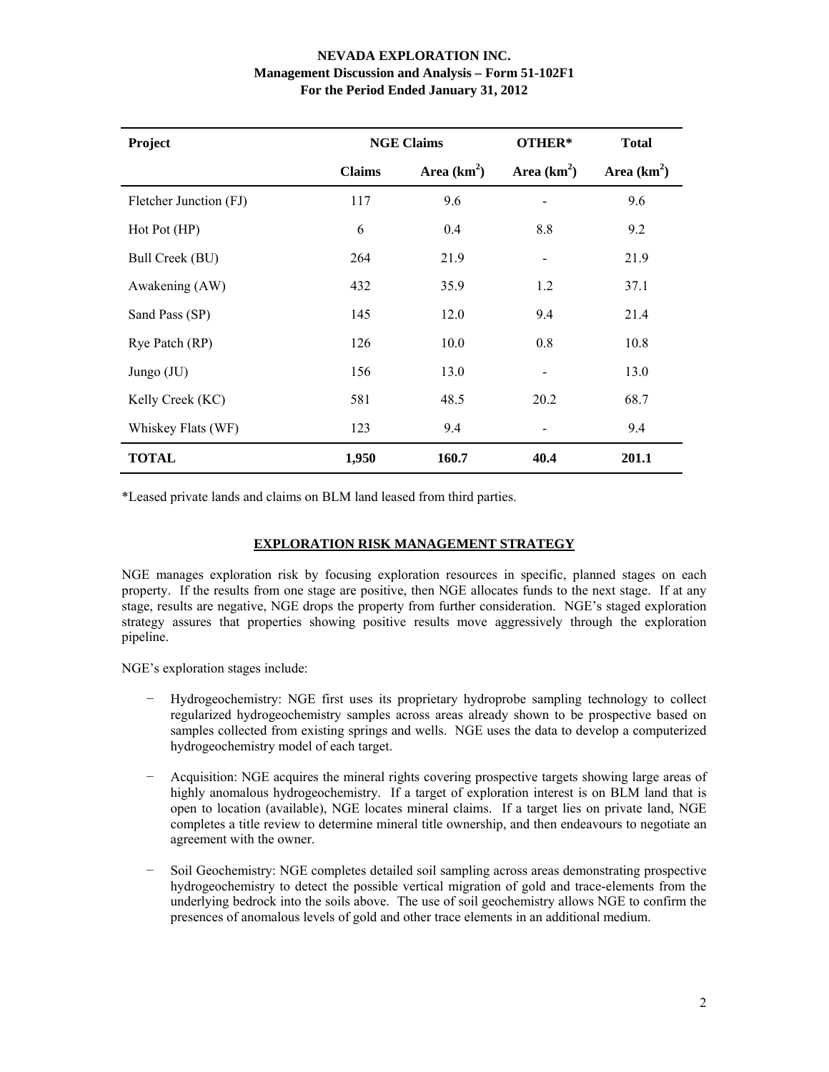| Project | NGE Claims | | OTHER* | Total |
|---|---|---|---|---|
| | Claims | Area ($km^2$) | Area ($km^2$) | Area ($km^2$) |
| Fletcher Junction (FJ) | 117 | 9.6 | - | 9.6 |
| Hot Pot (HP) | 6 | 0.4 | 8.8 | 9.2 |
| Bull Creek (BU) | 264 | 21.9 | - | 21.9 |
| Awakening (AW) | 432 | 35.9 | 1.2 | 37.1 |
| Sand Pass (SP) | 145 | 12.0 | 9.4 | 21.4 |
| Rye Patch (RP) | 126 | 10.0 | 0.8 | 10.8 |
| Jungo (JU) | 156 | 13.0 | - | 13.0 |
| Kelly Creek (KC) | 581 | 48.5 | 20.2 | 68.7 |
| Whiskey Flats (WF) | 123 | 9.4 | - | 9.4 |
| **TOTAL** | **1,950** | **160.7** | **40.4** | **201.1** |

*Leased private lands and claims on BLM land leased from third parties.

## EXPLORATION RISK MANAGEMENT STRATEGY

NGE manages exploration risk by focusing exploration resources in specific, planned stages on each property. If the results from one stage are positive, then NGE allocates funds to the next stage. If at any stage, results are negative, NGE drops the property from further consideration. NGE's staged exploration strategy assures that properties showing positive results move aggressively through the exploration pipeline.

NGE's exploration stages include:

- Hydrogeochemistry: NGE first uses its proprietary hydroprobe sampling technology to collect regularized hydrogeochemistry samples across areas already shown to be prospective based on samples collected from existing springs and wells. NGE uses the data to develop a computerized hydrogeochemistry model of each target.

- Acquisition: NGE acquires the mineral rights covering prospective targets showing large areas of highly anomalous hydrogeochemistry. If a target of exploration interest is on BLM land that is open to location (available), NGE locates mineral claims. If a target lies on private land, NGE completes a title review to determine mineral title ownership, and then endeavours to negotiate an agreement with the owner.

- Soil Geochemistry: NGE completes detailed soil sampling across areas demonstrating prospective hydrogeochemistry to detect the possible vertical migration of gold and trace-elements from the underlying bedrock into the soils above. The use of soil geochemistry allows NGE to confirm the presences of anomalous levels of gold and other trace elements in an additional medium.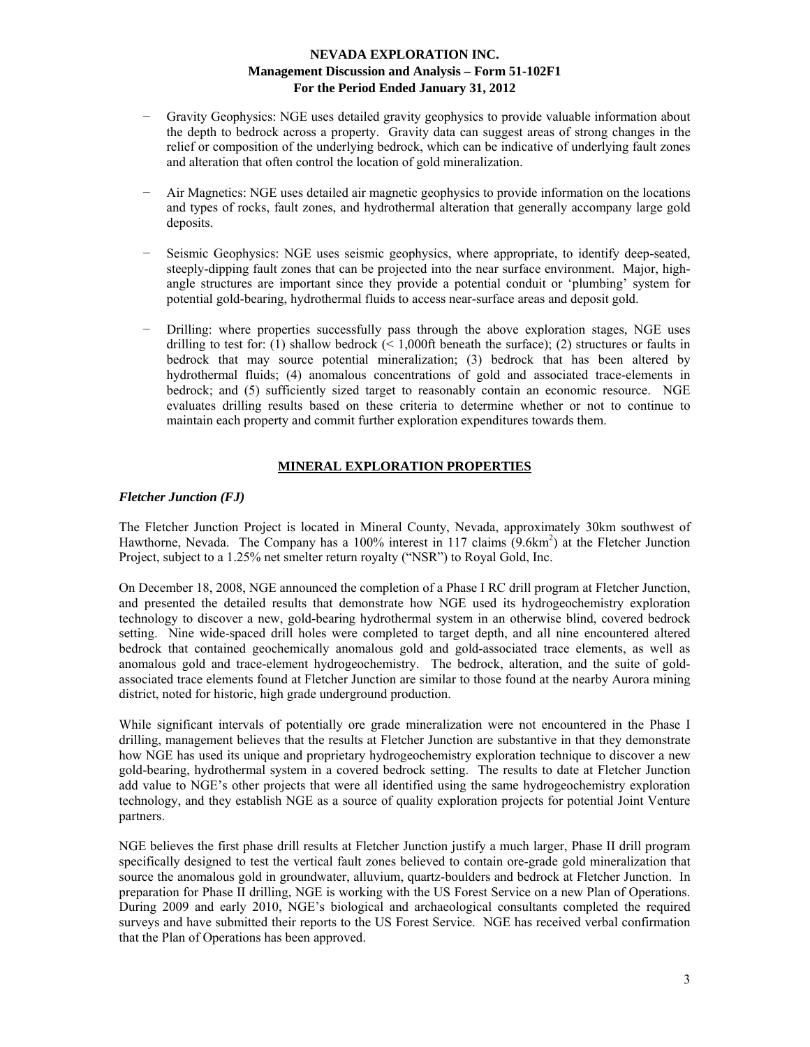- Gravity Geophysics: NGE uses detailed gravity geophysics to provide valuable information about the depth to bedrock across a property. Gravity data can suggest areas of strong changes in the relief or composition of the underlying bedrock, which can be indicative of underlying fault zones and alteration that often control the location of gold mineralization.

- Air Magnetics: NGE uses detailed air magnetic geophysics to provide information on the locations and types of rocks, fault zones, and hydrothermal alteration that generally accompany large gold deposits.

- Seismic Geophysics: NGE uses seismic geophysics, where appropriate, to identify deep-seated, steeply-dipping fault zones that can be projected into the near surface environment. Major, high-angle structures are important since they provide a potential conduit or 'plumbing' system for potential gold-bearing, hydrothermal fluids to access near-surface areas and deposit gold.

- Drilling: where properties successfully pass through the above exploration stages, NGE uses drilling to test for: (1) shallow bedrock (< 1,000ft beneath the surface); (2) structures or faults in bedrock that may source potential mineralization; (3) bedrock that has been altered by hydrothermal fluids; (4) anomalous concentrations of gold and associated trace-elements in bedrock; and (5) sufficiently sized target to reasonably contain an economic resource. NGE evaluates drilling results based on these criteria to determine whether or not to continue to maintain each property and commit further exploration expenditures towards them.

## MINERAL EXPLORATION PROPERTIES

### *Fletcher Junction (FJ)*

The Fletcher Junction Project is located in Mineral County, Nevada, approximately 30km southwest of Hawthorne, Nevada. The Company has a 100% interest in 117 claims (9.6km$^2$) at the Fletcher Junction Project, subject to a 1.25% net smelter return royalty ("NSR") to Royal Gold, Inc.

On December 18, 2008, NGE announced the completion of a Phase I RC drill program at Fletcher Junction, and presented the detailed results that demonstrate how NGE used its hydrogeochemistry exploration technology to discover a new, gold-bearing hydrothermal system in an otherwise blind, covered bedrock setting. Nine wide-spaced drill holes were completed to target depth, and all nine encountered altered bedrock that contained geochemically anomalous gold and gold-associated trace elements, as well as anomalous gold and trace-element hydrogeochemistry. The bedrock, alteration, and the suite of gold-associated trace elements found at Fletcher Junction are similar to those found at the nearby Aurora mining district, noted for historic, high grade underground production.

While significant intervals of potentially ore grade mineralization were not encountered in the Phase I drilling, management believes that the results at Fletcher Junction are substantive in that they demonstrate how NGE has used its unique and proprietary hydrogeochemistry exploration technique to discover a new gold-bearing, hydrothermal system in a covered bedrock setting. The results to date at Fletcher Junction add value to NGE's other projects that were all identified using the same hydrogeochemistry exploration technology, and they establish NGE as a source of quality exploration projects for potential Joint Venture partners.

NGE believes the first phase drill results at Fletcher Junction justify a much larger, Phase II drill program specifically designed to test the vertical fault zones believed to contain ore-grade gold mineralization that source the anomalous gold in groundwater, alluvium, quartz-boulders and bedrock at Fletcher Junction. In preparation for Phase II drilling, NGE is working with the US Forest Service on a new Plan of Operations. During 2009 and early 2010, NGE's biological and archaeological consultants completed the required surveys and have submitted their reports to the US Forest Service. NGE has received verbal confirmation that the Plan of Operations has been approved.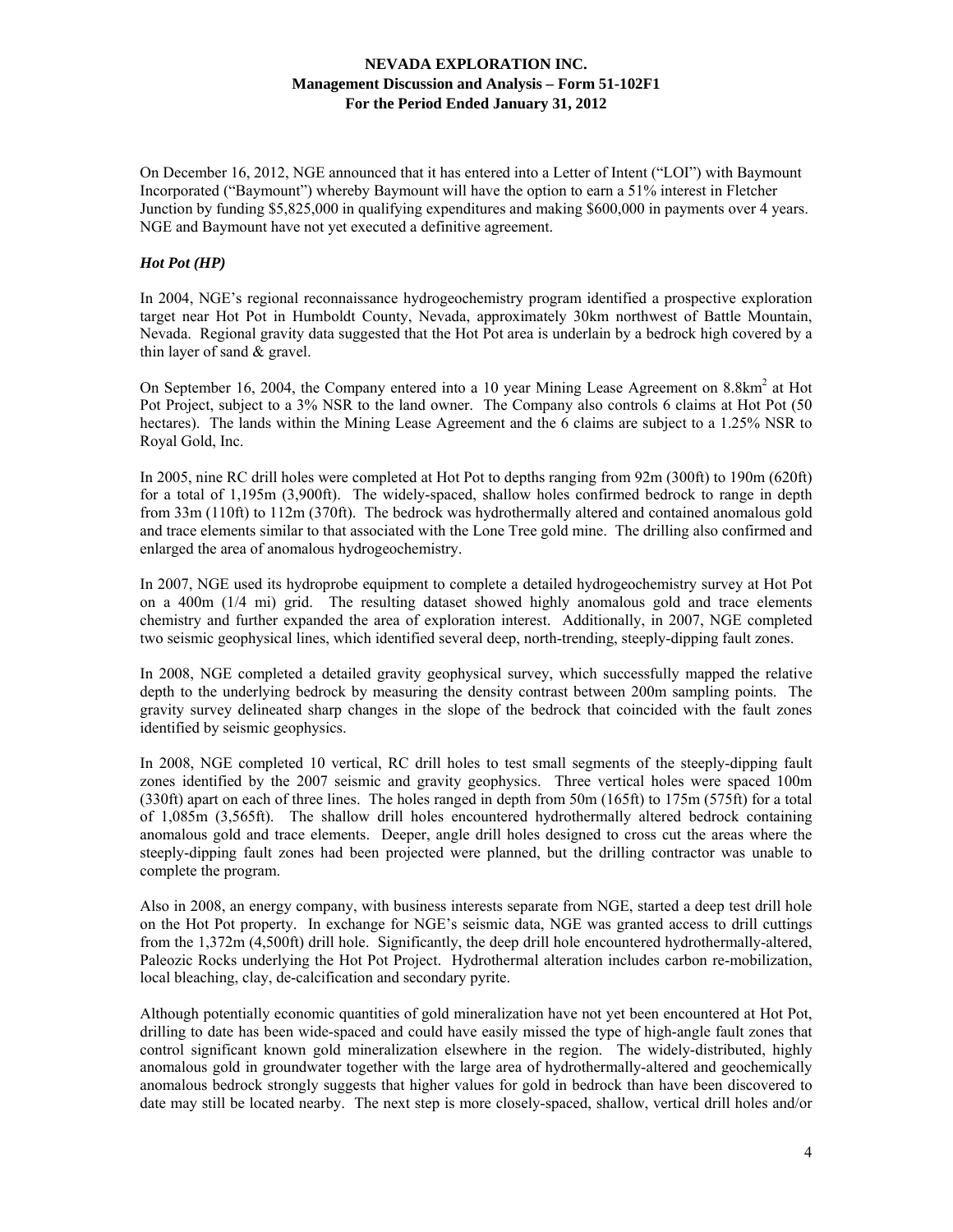On December 16, 2012, NGE announced that it has entered into a Letter of Intent ("LOI") with Baymount Incorporated ("Baymount") whereby Baymount will have the option to earn a 51% interest in Fletcher Junction by funding $5,825,000 in qualifying expenditures and making $600,000 in payments over 4 years. NGE and Baymount have not yet executed a definitive agreement.

### *Hot Pot (HP)*

In 2004, NGE's regional reconnaissance hydrogeochemistry program identified a prospective exploration target near Hot Pot in Humboldt County, Nevada, approximately 30km northwest of Battle Mountain, Nevada. Regional gravity data suggested that the Hot Pot area is underlain by a bedrock high covered by a thin layer of sand & gravel.

On September 16, 2004, the Company entered into a 10 year Mining Lease Agreement on 8.8km$^2$ at Hot Pot Project, subject to a 3% NSR to the land owner. The Company also controls 6 claims at Hot Pot (50 hectares). The lands within the Mining Lease Agreement and the 6 claims are subject to a 1.25% NSR to Royal Gold, Inc.

In 2005, nine RC drill holes were completed at Hot Pot to depths ranging from 92m (300ft) to 190m (620ft) for a total of 1,195m (3,900ft). The widely-spaced, shallow holes confirmed bedrock to range in depth from 33m (110ft) to 112m (370ft). The bedrock was hydrothermally altered and contained anomalous gold and trace elements similar to that associated with the Lone Tree gold mine. The drilling also confirmed and enlarged the area of anomalous hydrogeochemistry.

In 2007, NGE used its hydroprobe equipment to complete a detailed hydrogeochemistry survey at Hot Pot on a 400m (1/4 mi) grid. The resulting dataset showed highly anomalous gold and trace elements chemistry and further expanded the area of exploration interest. Additionally, in 2007, NGE completed two seismic geophysical lines, which identified several deep, north-trending, steeply-dipping fault zones.

In 2008, NGE completed a detailed gravity geophysical survey, which successfully mapped the relative depth to the underlying bedrock by measuring the density contrast between 200m sampling points. The gravity survey delineated sharp changes in the slope of the bedrock that coincided with the fault zones identified by seismic geophysics.

In 2008, NGE completed 10 vertical, RC drill holes to test small segments of the steeply-dipping fault zones identified by the 2007 seismic and gravity geophysics. Three vertical holes were spaced 100m (330ft) apart on each of three lines. The holes ranged in depth from 50m (165ft) to 175m (575ft) for a total of 1,085m (3,565ft). The shallow drill holes encountered hydrothermally altered bedrock containing anomalous gold and trace elements. Deeper, angle drill holes designed to cross cut the areas where the steeply-dipping fault zones had been projected were planned, but the drilling contractor was unable to complete the program.

Also in 2008, an energy company, with business interests separate from NGE, started a deep test drill hole on the Hot Pot property. In exchange for NGE's seismic data, NGE was granted access to drill cuttings from the 1,372m (4,500ft) drill hole. Significantly, the deep drill hole encountered hydrothermally-altered, Paleozic Rocks underlying the Hot Pot Project. Hydrothermal alteration includes carbon re-mobilization, local bleaching, clay, de-calcification and secondary pyrite.

Although potentially economic quantities of gold mineralization have not yet been encountered at Hot Pot, drilling to date has been wide-spaced and could have easily missed the type of high-angle fault zones that control significant known gold mineralization elsewhere in the region. The widely-distributed, highly anomalous gold in groundwater together with the large area of hydrothermally-altered and geochemically anomalous bedrock strongly suggests that higher values for gold in bedrock than have been discovered to date may still be located nearby. The next step is more closely-spaced, shallow, vertical drill holes and/or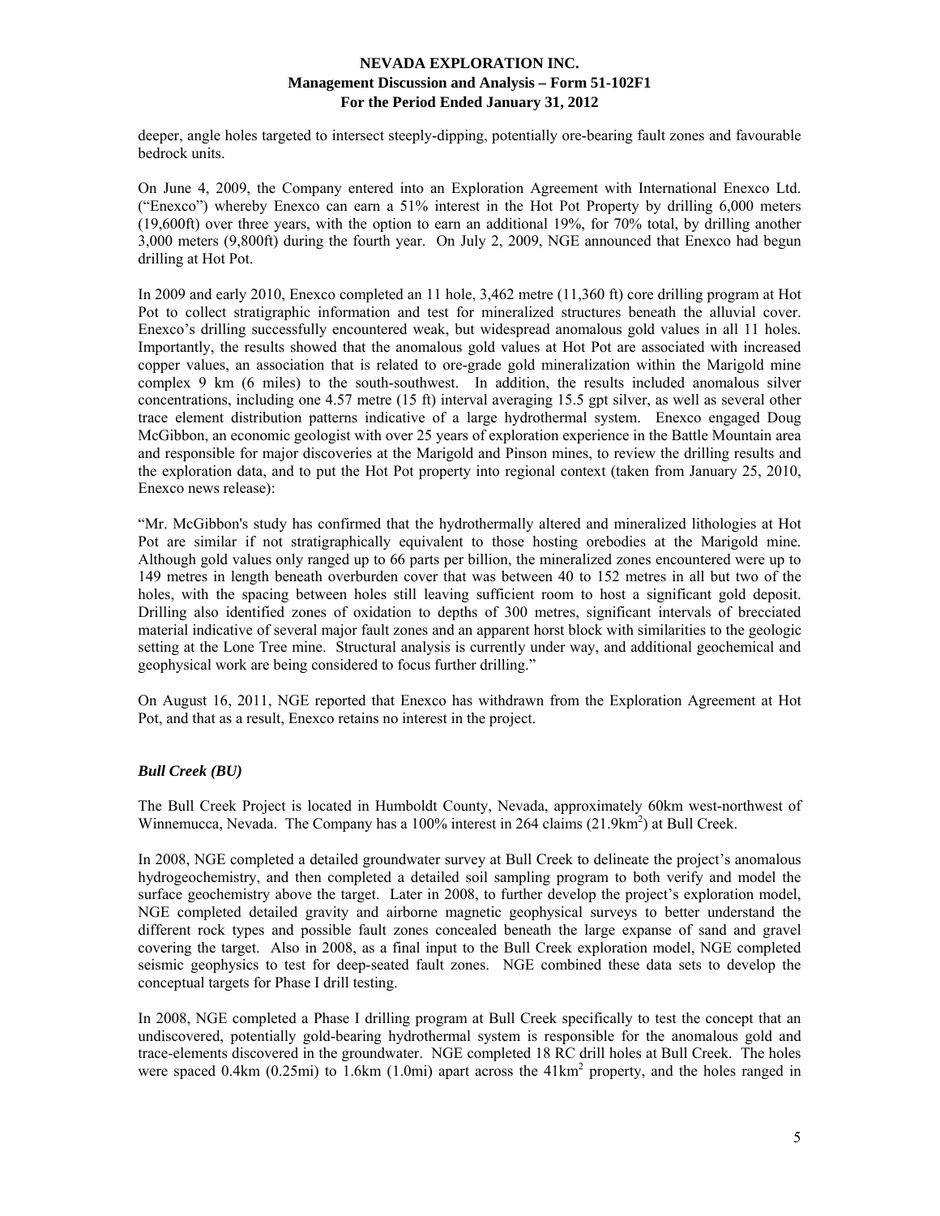deeper, angle holes targeted to intersect steeply-dipping, potentially ore-bearing fault zones and favourable bedrock units.

On June 4, 2009, the Company entered into an Exploration Agreement with International Enexco Ltd. ("Enexco") whereby Enexco can earn a 51% interest in the Hot Pot Property by drilling 6,000 meters (19,600ft) over three years, with the option to earn an additional 19%, for 70% total, by drilling another 3,000 meters (9,800ft) during the fourth year. On July 2, 2009, NGE announced that Enexco had begun drilling at Hot Pot.

In 2009 and early 2010, Enexco completed an 11 hole, 3,462 metre (11,360 ft) core drilling program at Hot Pot to collect stratigraphic information and test for mineralized structures beneath the alluvial cover. Enexco's drilling successfully encountered weak, but widespread anomalous gold values in all 11 holes. Importantly, the results showed that the anomalous gold values at Hot Pot are associated with increased copper values, an association that is related to ore-grade gold mineralization within the Marigold mine complex 9 km (6 miles) to the south-southwest. In addition, the results included anomalous silver concentrations, including one 4.57 metre (15 ft) interval averaging 15.5 gpt silver, as well as several other trace element distribution patterns indicative of a large hydrothermal system. Enexco engaged Doug McGibbon, an economic geologist with over 25 years of exploration experience in the Battle Mountain area and responsible for major discoveries at the Marigold and Pinson mines, to review the drilling results and the exploration data, and to put the Hot Pot property into regional context (taken from January 25, 2010, Enexco news release):

"Mr. McGibbon's study has confirmed that the hydrothermally altered and mineralized lithologies at Hot Pot are similar if not stratigraphically equivalent to those hosting orebodies at the Marigold mine. Although gold values only ranged up to 66 parts per billion, the mineralized zones encountered were up to 149 metres in length beneath overburden cover that was between 40 to 152 metres in all but two of the holes, with the spacing between holes still leaving sufficient room to host a significant gold deposit. Drilling also identified zones of oxidation to depths of 300 metres, significant intervals of brecciated material indicative of several major fault zones and an apparent horst block with similarities to the geologic setting at the Lone Tree mine. Structural analysis is currently under way, and additional geochemical and geophysical work are being considered to focus further drilling."

On August 16, 2011, NGE reported that Enexco has withdrawn from the Exploration Agreement at Hot Pot, and that as a result, Enexco retains no interest in the project.

### *Bull Creek (BU)*

The Bull Creek Project is located in Humboldt County, Nevada, approximately 60km west-northwest of Winnemucca, Nevada. The Company has a 100% interest in 264 claims (21.9km$^2$) at Bull Creek.

In 2008, NGE completed a detailed groundwater survey at Bull Creek to delineate the project's anomalous hydrogeochemistry, and then completed a detailed soil sampling program to both verify and model the surface geochemistry above the target. Later in 2008, to further develop the project's exploration model, NGE completed detailed gravity and airborne magnetic geophysical surveys to better understand the different rock types and possible fault zones concealed beneath the large expanse of sand and gravel covering the target. Also in 2008, as a final input to the Bull Creek exploration model, NGE completed seismic geophysics to test for deep-seated fault zones. NGE combined these data sets to develop the conceptual targets for Phase I drill testing.

In 2008, NGE completed a Phase I drilling program at Bull Creek specifically to test the concept that an undiscovered, potentially gold-bearing hydrothermal system is responsible for the anomalous gold and trace-elements discovered in the groundwater. NGE completed 18 RC drill holes at Bull Creek. The holes were spaced 0.4km (0.25mi) to 1.6km (1.0mi) apart across the 41km$^2$ property, and the holes ranged in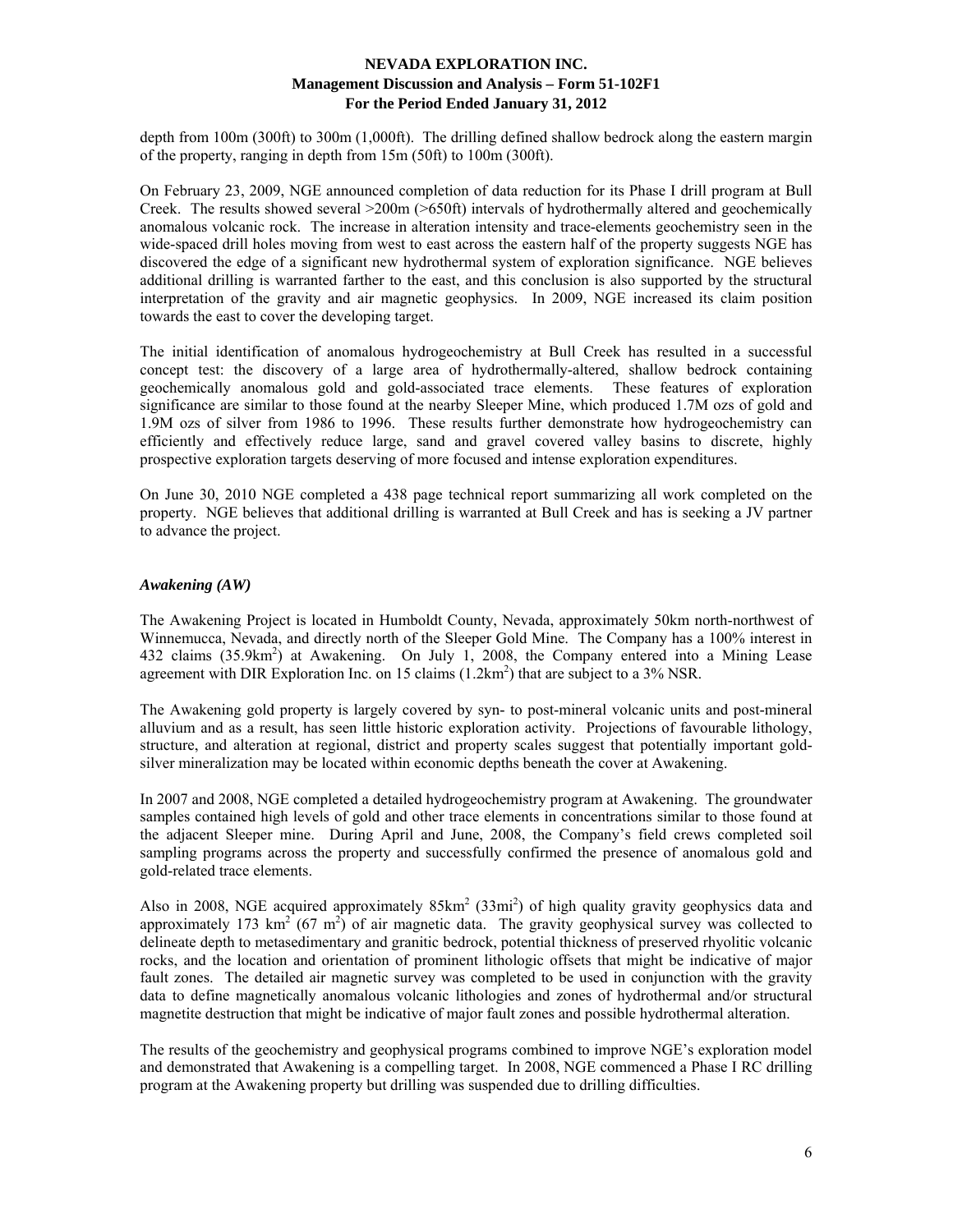depth from 100m (300ft) to 300m (1,000ft). The drilling defined shallow bedrock along the eastern margin of the property, ranging in depth from 15m (50ft) to 100m (300ft).

On February 23, 2009, NGE announced completion of data reduction for its Phase I drill program at Bull Creek. The results showed several >200m (>650ft) intervals of hydrothermally altered and geochemically anomalous volcanic rock. The increase in alteration intensity and trace-elements geochemistry seen in the wide-spaced drill holes moving from west to east across the eastern half of the property suggests NGE has discovered the edge of a significant new hydrothermal system of exploration significance. NGE believes additional drilling is warranted farther to the east, and this conclusion is also supported by the structural interpretation of the gravity and air magnetic geophysics. In 2009, NGE increased its claim position towards the east to cover the developing target.

The initial identification of anomalous hydrogeochemistry at Bull Creek has resulted in a successful concept test: the discovery of a large area of hydrothermally-altered, shallow bedrock containing geochemically anomalous gold and gold-associated trace elements. These features of exploration significance are similar to those found at the nearby Sleeper Mine, which produced 1.7M ozs of gold and 1.9M ozs of silver from 1986 to 1996. These results further demonstrate how hydrogeochemistry can efficiently and effectively reduce large, sand and gravel covered valley basins to discrete, highly prospective exploration targets deserving of more focused and intense exploration expenditures.

On June 30, 2010 NGE completed a 438 page technical report summarizing all work completed on the property. NGE believes that additional drilling is warranted at Bull Creek and has is seeking a JV partner to advance the project.

### *Awakening (AW)*

The Awakening Project is located in Humboldt County, Nevada, approximately 50km north-northwest of Winnemucca, Nevada, and directly north of the Sleeper Gold Mine. The Company has a 100% interest in 432 claims (35.9km$^2$) at Awakening. On July 1, 2008, the Company entered into a Mining Lease agreement with DIR Exploration Inc. on 15 claims (1.2km$^2$) that are subject to a 3% NSR.

The Awakening gold property is largely covered by syn- to post-mineral volcanic units and post-mineral alluvium and as a result, has seen little historic exploration activity. Projections of favourable lithology, structure, and alteration at regional, district and property scales suggest that potentially important gold-silver mineralization may be located within economic depths beneath the cover at Awakening.

In 2007 and 2008, NGE completed a detailed hydrogeochemistry program at Awakening. The groundwater samples contained high levels of gold and other trace elements in concentrations similar to those found at the adjacent Sleeper mine. During April and June, 2008, the Company's field crews completed soil sampling programs across the property and successfully confirmed the presence of anomalous gold and gold-related trace elements.

Also in 2008, NGE acquired approximately 85km$^2$ (33mi$^2$) of high quality gravity geophysics data and approximately 173 km$^2$ (67 m$^2$) of air magnetic data. The gravity geophysical survey was collected to delineate depth to metasedimentary and granitic bedrock, potential thickness of preserved rhyolitic volcanic rocks, and the location and orientation of prominent lithologic offsets that might be indicative of major fault zones. The detailed air magnetic survey was completed to be used in conjunction with the gravity data to define magnetically anomalous volcanic lithologies and zones of hydrothermal and/or structural magnetite destruction that might be indicative of major fault zones and possible hydrothermal alteration.

The results of the geochemistry and geophysical programs combined to improve NGE's exploration model and demonstrated that Awakening is a compelling target. In 2008, NGE commenced a Phase I RC drilling program at the Awakening property but drilling was suspended due to drilling difficulties.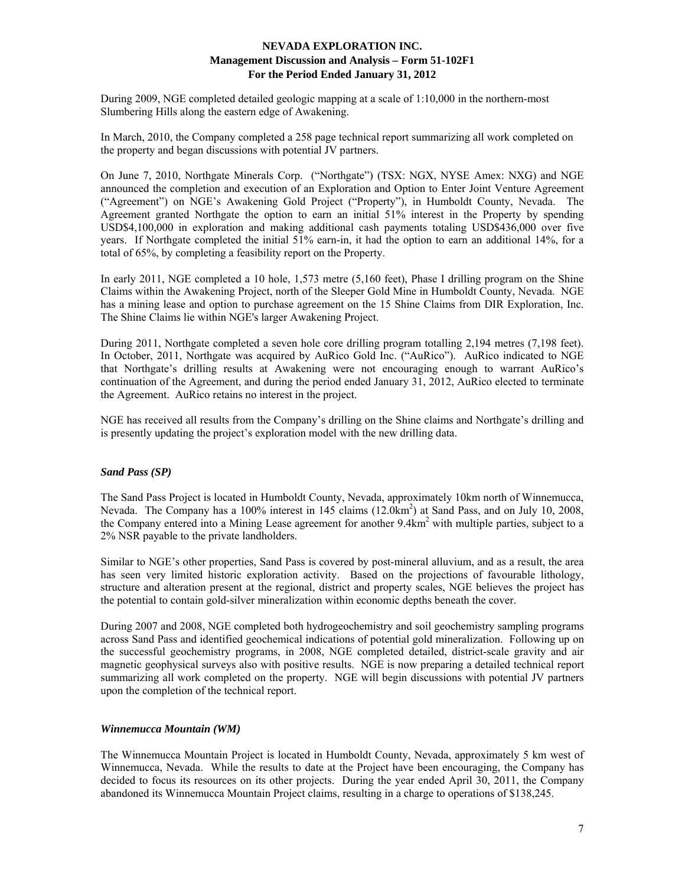During 2009, NGE completed detailed geologic mapping at a scale of 1:10,000 in the northern-most Slumbering Hills along the eastern edge of Awakening.

In March, 2010, the Company completed a 258 page technical report summarizing all work completed on the property and began discussions with potential JV partners.

On June 7, 2010, Northgate Minerals Corp. ("Northgate") (TSX: NGX, NYSE Amex: NXG) and NGE announced the completion and execution of an Exploration and Option to Enter Joint Venture Agreement ("Agreement") on NGE's Awakening Gold Project ("Property"), in Humboldt County, Nevada. The Agreement granted Northgate the option to earn an initial 51% interest in the Property by spending USD$4,100,000 in exploration and making additional cash payments totaling USD$436,000 over five years. If Northgate completed the initial 51% earn-in, it had the option to earn an additional 14%, for a total of 65%, by completing a feasibility report on the Property.

In early 2011, NGE completed a 10 hole, 1,573 metre (5,160 feet), Phase I drilling program on the Shine Claims within the Awakening Project, north of the Sleeper Gold Mine in Humboldt County, Nevada. NGE has a mining lease and option to purchase agreement on the 15 Shine Claims from DIR Exploration, Inc. The Shine Claims lie within NGE's larger Awakening Project.

During 2011, Northgate completed a seven hole core drilling program totalling 2,194 metres (7,198 feet). In October, 2011, Northgate was acquired by AuRico Gold Inc. ("AuRico"). AuRico indicated to NGE that Northgate's drilling results at Awakening were not encouraging enough to warrant AuRico's continuation of the Agreement, and during the period ended January 31, 2012, AuRico elected to terminate the Agreement. AuRico retains no interest in the project.

NGE has received all results from the Company's drilling on the Shine claims and Northgate's drilling and is presently updating the project's exploration model with the new drilling data.

### *Sand Pass (SP)*

The Sand Pass Project is located in Humboldt County, Nevada, approximately 10km north of Winnemucca, Nevada. The Company has a 100% interest in 145 claims (12.0km$^2$) at Sand Pass, and on July 10, 2008, the Company entered into a Mining Lease agreement for another 9.4km$^2$ with multiple parties, subject to a 2% NSR payable to the private landholders.

Similar to NGE's other properties, Sand Pass is covered by post-mineral alluvium, and as a result, the area has seen very limited historic exploration activity. Based on the projections of favourable lithology, structure and alteration present at the regional, district and property scales, NGE believes the project has the potential to contain gold-silver mineralization within economic depths beneath the cover.

During 2007 and 2008, NGE completed both hydrogeochemistry and soil geochemistry sampling programs across Sand Pass and identified geochemical indications of potential gold mineralization. Following up on the successful geochemistry programs, in 2008, NGE completed detailed, district-scale gravity and air magnetic geophysical surveys also with positive results. NGE is now preparing a detailed technical report summarizing all work completed on the property. NGE will begin discussions with potential JV partners upon the completion of the technical report.

### *Winnemucca Mountain (WM)*

The Winnemucca Mountain Project is located in Humboldt County, Nevada, approximately 5 km west of Winnemucca, Nevada. While the results to date at the Project have been encouraging, the Company has decided to focus its resources on its other projects. During the year ended April 30, 2011, the Company abandoned its Winnemucca Mountain Project claims, resulting in a charge to operations of $138,245.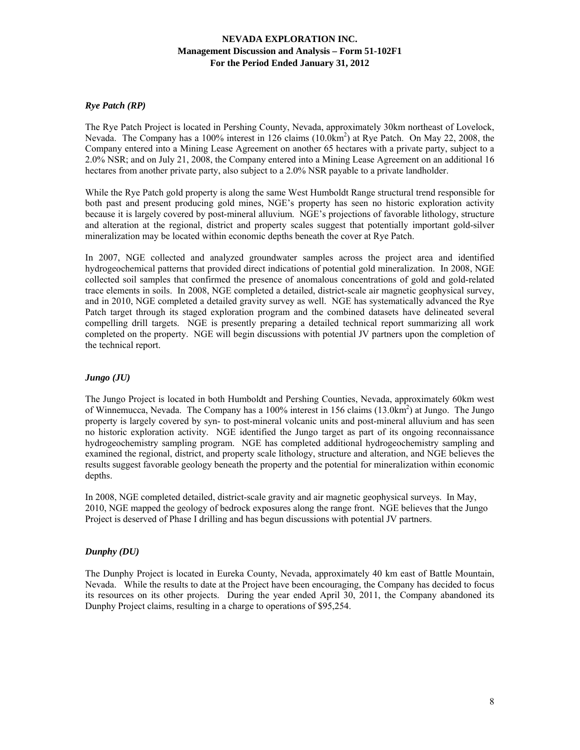### *Rye Patch (RP)*

The Rye Patch Project is located in Pershing County, Nevada, approximately 30km northeast of Lovelock, Nevada. The Company has a 100% interest in 126 claims (10.0km$^2$) at Rye Patch. On May 22, 2008, the Company entered into a Mining Lease Agreement on another 65 hectares with a private party, subject to a 2.0% NSR; and on July 21, 2008, the Company entered into a Mining Lease Agreement on an additional 16 hectares from another private party, also subject to a 2.0% NSR payable to a private landholder.

While the Rye Patch gold property is along the same West Humboldt Range structural trend responsible for both past and present producing gold mines, NGE's property has seen no historic exploration activity because it is largely covered by post-mineral alluvium. NGE's projections of favorable lithology, structure and alteration at the regional, district and property scales suggest that potentially important gold-silver mineralization may be located within economic depths beneath the cover at Rye Patch.

In 2007, NGE collected and analyzed groundwater samples across the project area and identified hydrogeochemical patterns that provided direct indications of potential gold mineralization. In 2008, NGE collected soil samples that confirmed the presence of anomalous concentrations of gold and gold-related trace elements in soils. In 2008, NGE completed a detailed, district-scale air magnetic geophysical survey, and in 2010, NGE completed a detailed gravity survey as well. NGE has systematically advanced the Rye Patch target through its staged exploration program and the combined datasets have delineated several compelling drill targets. NGE is presently preparing a detailed technical report summarizing all work completed on the property. NGE will begin discussions with potential JV partners upon the completion of the technical report.

### *Jungo (JU)*

The Jungo Project is located in both Humboldt and Pershing Counties, Nevada, approximately 60km west of Winnemucca, Nevada. The Company has a 100% interest in 156 claims (13.0km$^2$) at Jungo. The Jungo property is largely covered by syn- to post-mineral volcanic units and post-mineral alluvium and has seen no historic exploration activity. NGE identified the Jungo target as part of its ongoing reconnaissance hydrogeochemistry sampling program. NGE has completed additional hydrogeochemistry sampling and examined the regional, district, and property scale lithology, structure and alteration, and NGE believes the results suggest favorable geology beneath the property and the potential for mineralization within economic depths.

In 2008, NGE completed detailed, district-scale gravity and air magnetic geophysical surveys. In May, 2010, NGE mapped the geology of bedrock exposures along the range front. NGE believes that the Jungo Project is deserved of Phase I drilling and has begun discussions with potential JV partners.

### *Dunphy (DU)*

The Dunphy Project is located in Eureka County, Nevada, approximately 40 km east of Battle Mountain, Nevada. While the results to date at the Project have been encouraging, the Company has decided to focus its resources on its other projects. During the year ended April 30, 2011, the Company abandoned its Dunphy Project claims, resulting in a charge to operations of $95,254.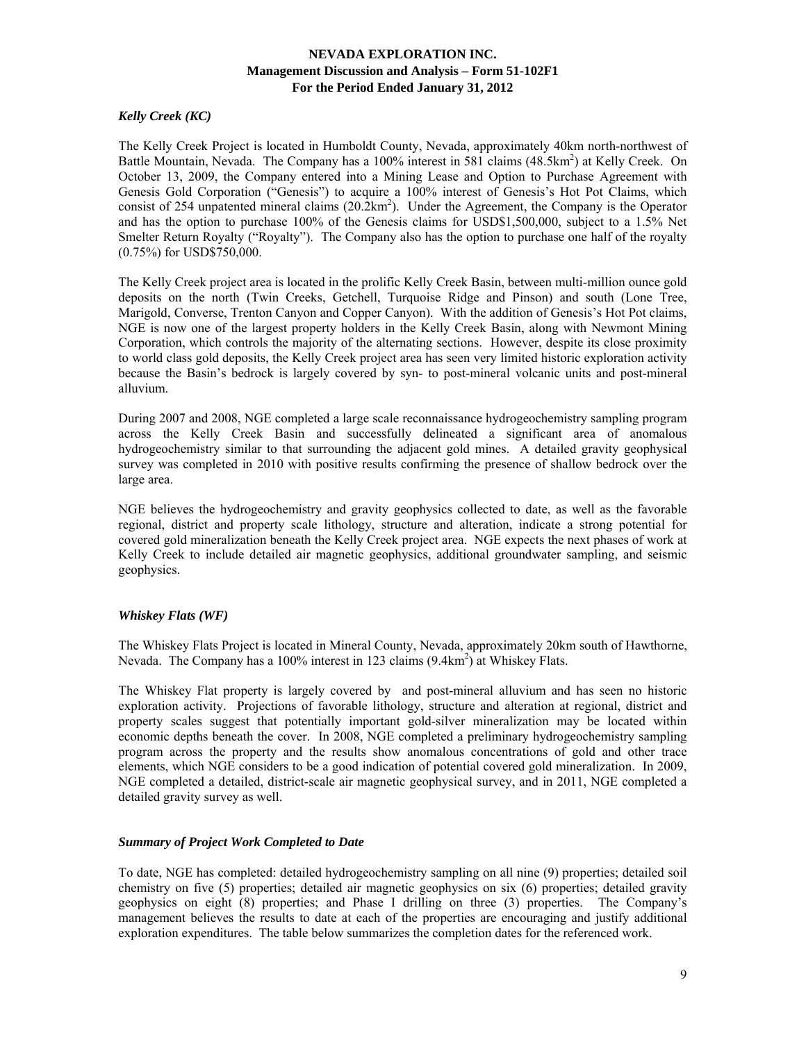### *Kelly Creek (KC)*

The Kelly Creek Project is located in Humboldt County, Nevada, approximately 40km north-northwest of Battle Mountain, Nevada. The Company has a 100% interest in 581 claims (48.5km$^2$) at Kelly Creek. On October 13, 2009, the Company entered into a Mining Lease and Option to Purchase Agreement with Genesis Gold Corporation ("Genesis") to acquire a 100% interest of Genesis's Hot Pot Claims, which consist of 254 unpatented mineral claims (20.2km$^2$). Under the Agreement, the Company is the Operator and has the option to purchase 100% of the Genesis claims for USD$1,500,000, subject to a 1.5% Net Smelter Return Royalty ("Royalty"). The Company also has the option to purchase one half of the royalty (0.75%) for USD$750,000.

The Kelly Creek project area is located in the prolific Kelly Creek Basin, between multi-million ounce gold deposits on the north (Twin Creeks, Getchell, Turquoise Ridge and Pinson) and south (Lone Tree, Marigold, Converse, Trenton Canyon and Copper Canyon). With the addition of Genesis's Hot Pot claims, NGE is now one of the largest property holders in the Kelly Creek Basin, along with Newmont Mining Corporation, which controls the majority of the alternating sections. However, despite its close proximity to world class gold deposits, the Kelly Creek project area has seen very limited historic exploration activity because the Basin's bedrock is largely covered by syn- to post-mineral volcanic units and post-mineral alluvium.

During 2007 and 2008, NGE completed a large scale reconnaissance hydrogeochemistry sampling program across the Kelly Creek Basin and successfully delineated a significant area of anomalous hydrogeochemistry similar to that surrounding the adjacent gold mines. A detailed gravity geophysical survey was completed in 2010 with positive results confirming the presence of shallow bedrock over the large area.

NGE believes the hydrogeochemistry and gravity geophysics collected to date, as well as the favorable regional, district and property scale lithology, structure and alteration, indicate a strong potential for covered gold mineralization beneath the Kelly Creek project area. NGE expects the next phases of work at Kelly Creek to include detailed air magnetic geophysics, additional groundwater sampling, and seismic geophysics.

### *Whiskey Flats (WF)*

The Whiskey Flats Project is located in Mineral County, Nevada, approximately 20km south of Hawthorne, Nevada. The Company has a 100% interest in 123 claims (9.4km$^2$) at Whiskey Flats.

The Whiskey Flat property is largely covered by and post-mineral alluvium and has seen no historic exploration activity. Projections of favorable lithology, structure and alteration at regional, district and property scales suggest that potentially important gold-silver mineralization may be located within economic depths beneath the cover. In 2008, NGE completed a preliminary hydrogeochemistry sampling program across the property and the results show anomalous concentrations of gold and other trace elements, which NGE considers to be a good indication of potential covered gold mineralization. In 2009, NGE completed a detailed, district-scale air magnetic geophysical survey, and in 2011, NGE completed a detailed gravity survey as well.

### *Summary of Project Work Completed to Date*

To date, NGE has completed: detailed hydrogeochemistry sampling on all nine (9) properties; detailed soil chemistry on five (5) properties; detailed air magnetic geophysics on six (6) properties; detailed gravity geophysics on eight (8) properties; and Phase I drilling on three (3) properties. The Company's management believes the results to date at each of the properties are encouraging and justify additional exploration expenditures. The table below summarizes the completion dates for the referenced work.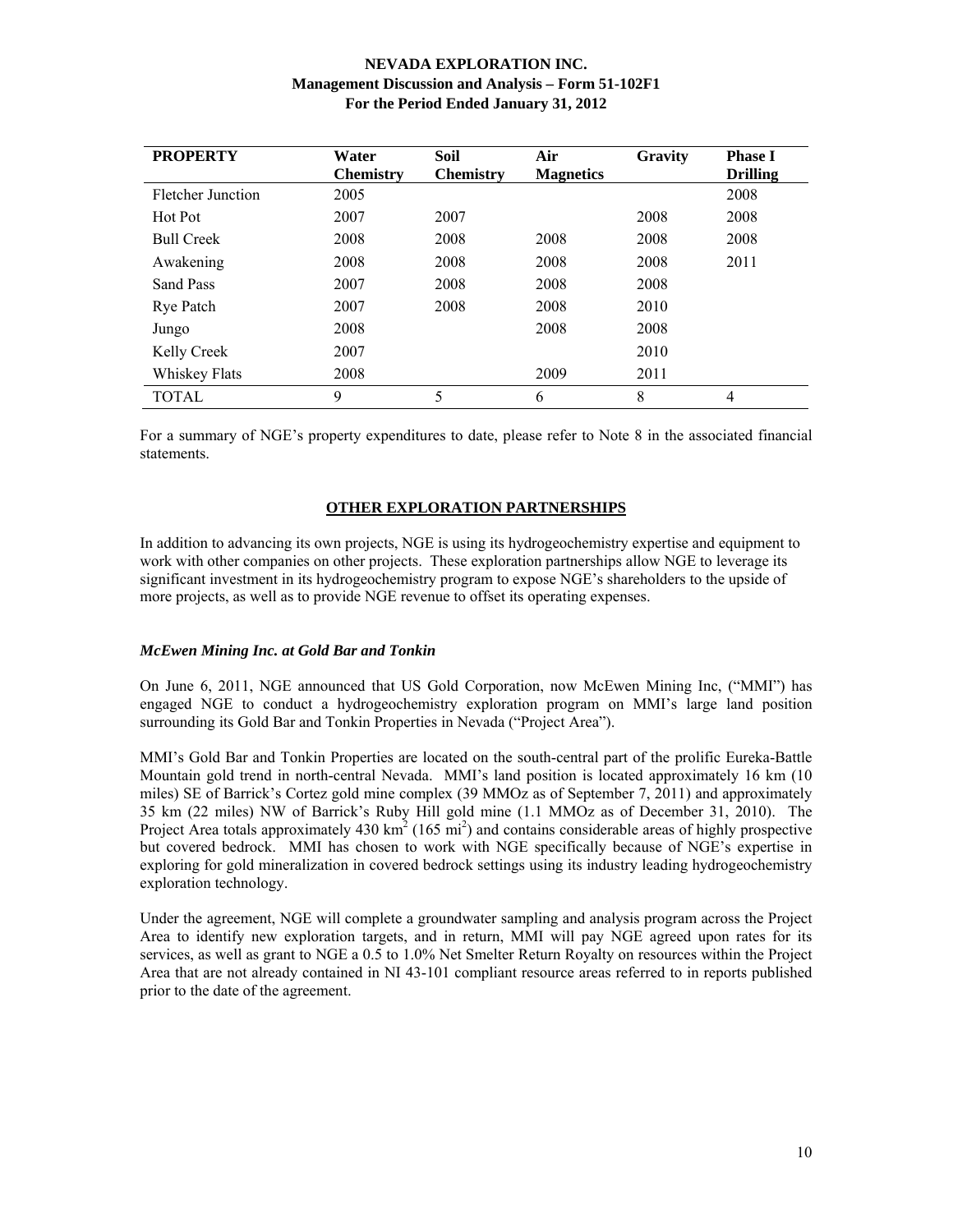| PROPERTY | Water Chemistry | Soil Chemistry | Air Magnetics | Gravity | Phase I Drilling |
|---|---|---|---|---|---|
| Fletcher Junction | 2005 | | | | 2008 |
| Hot Pot | 2007 | 2007 | | 2008 | 2008 |
| Bull Creek | 2008 | 2008 | 2008 | 2008 | 2008 |
| Awakening | 2008 | 2008 | 2008 | 2008 | 2011 |
| Sand Pass | 2007 | 2008 | 2008 | 2008 | |
| Rye Patch | 2007 | 2008 | 2008 | 2010 | |
| Jungo | 2008 | | 2008 | 2008 | |
| Kelly Creek | 2007 | | | 2010 | |
| Whiskey Flats | 2008 | | 2009 | 2011 | |
| TOTAL | 9 | 5 | 6 | 8 | 4 |

For a summary of NGE's property expenditures to date, please refer to Note 8 in the associated financial statements.

## OTHER EXPLORATION PARTNERSHIPS

In addition to advancing its own projects, NGE is using its hydrogeochemistry expertise and equipment to work with other companies on other projects. These exploration partnerships allow NGE to leverage its significant investment in its hydrogeochemistry program to expose NGE's shareholders to the upside of more projects, as well as to provide NGE revenue to offset its operating expenses.

### *McEwen Mining Inc. at Gold Bar and Tonkin*

On June 6, 2011, NGE announced that US Gold Corporation, now McEwen Mining Inc, ("MMI") has engaged NGE to conduct a hydrogeochemistry exploration program on MMI's large land position surrounding its Gold Bar and Tonkin Properties in Nevada ("Project Area").

MMI's Gold Bar and Tonkin Properties are located on the south-central part of the prolific Eureka-Battle Mountain gold trend in north-central Nevada. MMI's land position is located approximately 16 km (10 miles) SE of Barrick's Cortez gold mine complex (39 MMOz as of September 7, 2011) and approximately 35 km (22 miles) NW of Barrick's Ruby Hill gold mine (1.1 MMOz as of December 31, 2010). The Project Area totals approximately 430 $km^2$ (165 $mi^2$) and contains considerable areas of highly prospective but covered bedrock. MMI has chosen to work with NGE specifically because of NGE's expertise in exploring for gold mineralization in covered bedrock settings using its industry leading hydrogeochemistry exploration technology.

Under the agreement, NGE will complete a groundwater sampling and analysis program across the Project Area to identify new exploration targets, and in return, MMI will pay NGE agreed upon rates for its services, as well as grant to NGE a 0.5 to 1.0% Net Smelter Return Royalty on resources within the Project Area that are not already contained in NI 43-101 compliant resource areas referred to in reports published prior to the date of the agreement.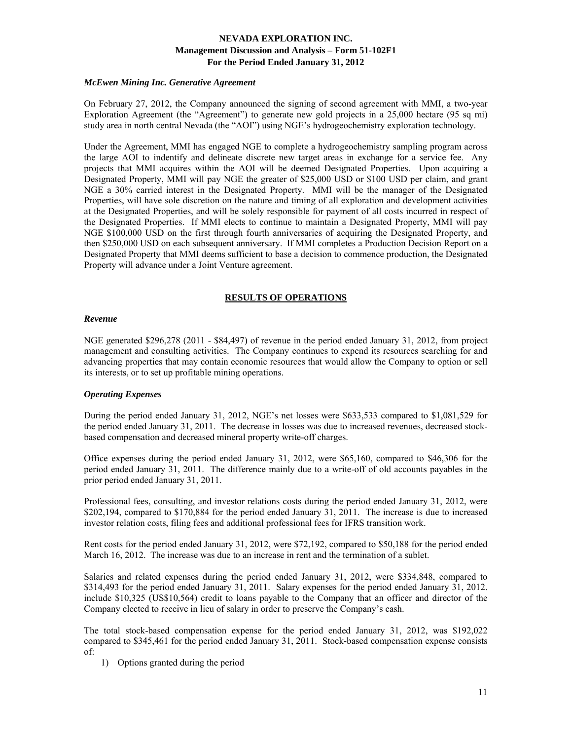### *McEwen Mining Inc. Generative Agreement*

On February 27, 2012, the Company announced the signing of second agreement with MMI, a two-year Exploration Agreement (the "Agreement") to generate new gold projects in a 25,000 hectare (95 sq mi) study area in north central Nevada (the "AOI") using NGE's hydrogeochemistry exploration technology.

Under the Agreement, MMI has engaged NGE to complete a hydrogeochemistry sampling program across the large AOI to indentify and delineate discrete new target areas in exchange for a service fee. Any projects that MMI acquires within the AOI will be deemed Designated Properties. Upon acquiring a Designated Property, MMI will pay NGE the greater of $25,000 USD or $100 USD per claim, and grant NGE a 30% carried interest in the Designated Property. MMI will be the manager of the Designated Properties, will have sole discretion on the nature and timing of all exploration and development activities at the Designated Properties, and will be solely responsible for payment of all costs incurred in respect of the Designated Properties. If MMI elects to continue to maintain a Designated Property, MMI will pay NGE $100,000 USD on the first through fourth anniversaries of acquiring the Designated Property, and then $250,000 USD on each subsequent anniversary. If MMI completes a Production Decision Report on a Designated Property that MMI deems sufficient to base a decision to commence production, the Designated Property will advance under a Joint Venture agreement.

## RESULTS OF OPERATIONS

### *Revenue*

NGE generated $296,278 (2011 - $84,497) of revenue in the period ended January 31, 2012, from project management and consulting activities. The Company continues to expend its resources searching for and advancing properties that may contain economic resources that would allow the Company to option or sell its interests, or to set up profitable mining operations.

### *Operating Expenses*

During the period ended January 31, 2012, NGE's net losses were $633,533 compared to $1,081,529 for the period ended January 31, 2011. The decrease in losses was due to increased revenues, decreased stock-based compensation and decreased mineral property write-off charges.

Office expenses during the period ended January 31, 2012, were $65,160, compared to $46,306 for the period ended January 31, 2011. The difference mainly due to a write-off of old accounts payables in the prior period ended January 31, 2011.

Professional fees, consulting, and investor relations costs during the period ended January 31, 2012, were $202,194, compared to $170,884 for the period ended January 31, 2011. The increase is due to increased investor relation costs, filing fees and additional professional fees for IFRS transition work.

Rent costs for the period ended January 31, 2012, were $72,192, compared to $50,188 for the period ended March 16, 2012. The increase was due to an increase in rent and the termination of a sublet.

Salaries and related expenses during the period ended January 31, 2012, were $334,848, compared to $314,493 for the period ended January 31, 2011. Salary expenses for the period ended January 31, 2012. include $10,325 (US$10,564) credit to loans payable to the Company that an officer and director of the Company elected to receive in lieu of salary in order to preserve the Company's cash.

The total stock-based compensation expense for the period ended January 31, 2012, was $192,022 compared to $345,461 for the period ended January 31, 2011. Stock-based compensation expense consists of:

1) Options granted during the period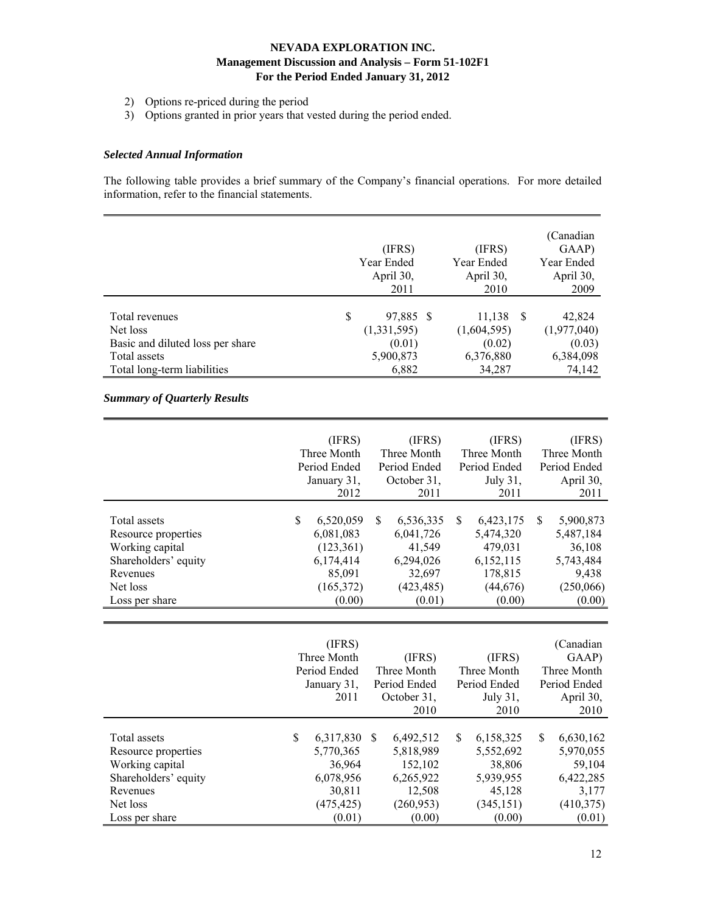2) Options re-priced during the period
3) Options granted in prior years that vested during the period ended.

### *Selected Annual Information*

The following table provides a brief summary of the Company's financial operations. For more detailed information, refer to the financial statements.

| | (IFRS) Year Ended April 30, 2011 | (IFRS) Year Ended April 30, 2010 | (Canadian GAAP) Year Ended April 30, 2009 |
|---|---|---|---|
| Total revenues | $ 97,885 | $ 11,138 | $ 42,824 |
| Net loss | (1,331,595) | (1,604,595) | (1,977,040) |
| Basic and diluted loss per share | (0.01) | (0.02) | (0.03) |
| Total assets | 5,900,873 | 6,376,880 | 6,384,098 |
| Total long-term liabilities | 6,882 | 34,287 | 74,142 |

### *Summary of Quarterly Results*

| | (IFRS) Three Month Period Ended January 31, 2012 | (IFRS) Three Month Period Ended October 31, 2011 | (IFRS) Three Month Period Ended July 31, 2011 | (IFRS) Three Month Period Ended April 30, 2011 |
|---|---|---|---|---|
| Total assets | $ 6,520,059 | $ 6,536,335 | $ 6,423,175 | $ 5,900,873 |
| Resource properties | 6,081,083 | 6,041,726 | 5,474,320 | 5,487,184 |
| Working capital | (123,361) | 41,549 | 479,031 | 36,108 |
| Shareholders' equity | 6,174,414 | 6,294,026 | 6,152,115 | 5,743,484 |
| Revenues | 85,091 | 32,697 | 178,815 | 9,438 |
| Net loss | (165,372) | (423,485) | (44,676) | (250,066) |
| Loss per share | (0.00) | (0.01) | (0.00) | (0.00) |

| | (IFRS) Three Month Period Ended January 31, 2011 | (IFRS) Three Month Period Ended October 31, 2010 | (IFRS) Three Month Period Ended July 31, 2010 | (Canadian GAAP) Three Month Period Ended April 30, 2010 |
|---|---|---|---|---|
| Total assets | $ 6,317,830 | $ 6,492,512 | $ 6,158,325 | $ 6,630,162 |
| Resource properties | 5,770,365 | 5,818,989 | 5,552,692 | 5,970,055 |
| Working capital | 36,964 | 152,102 | 38,806 | 59,104 |
| Shareholders' equity | 6,078,956 | 6,265,922 | 5,939,955 | 6,422,285 |
| Revenues | 30,811 | 12,508 | 45,128 | 3,177 |
| Net loss | (475,425) | (260,953) | (345,151) | (410,375) |
| Loss per share | (0.01) | (0.00) | (0.00) | (0.01) |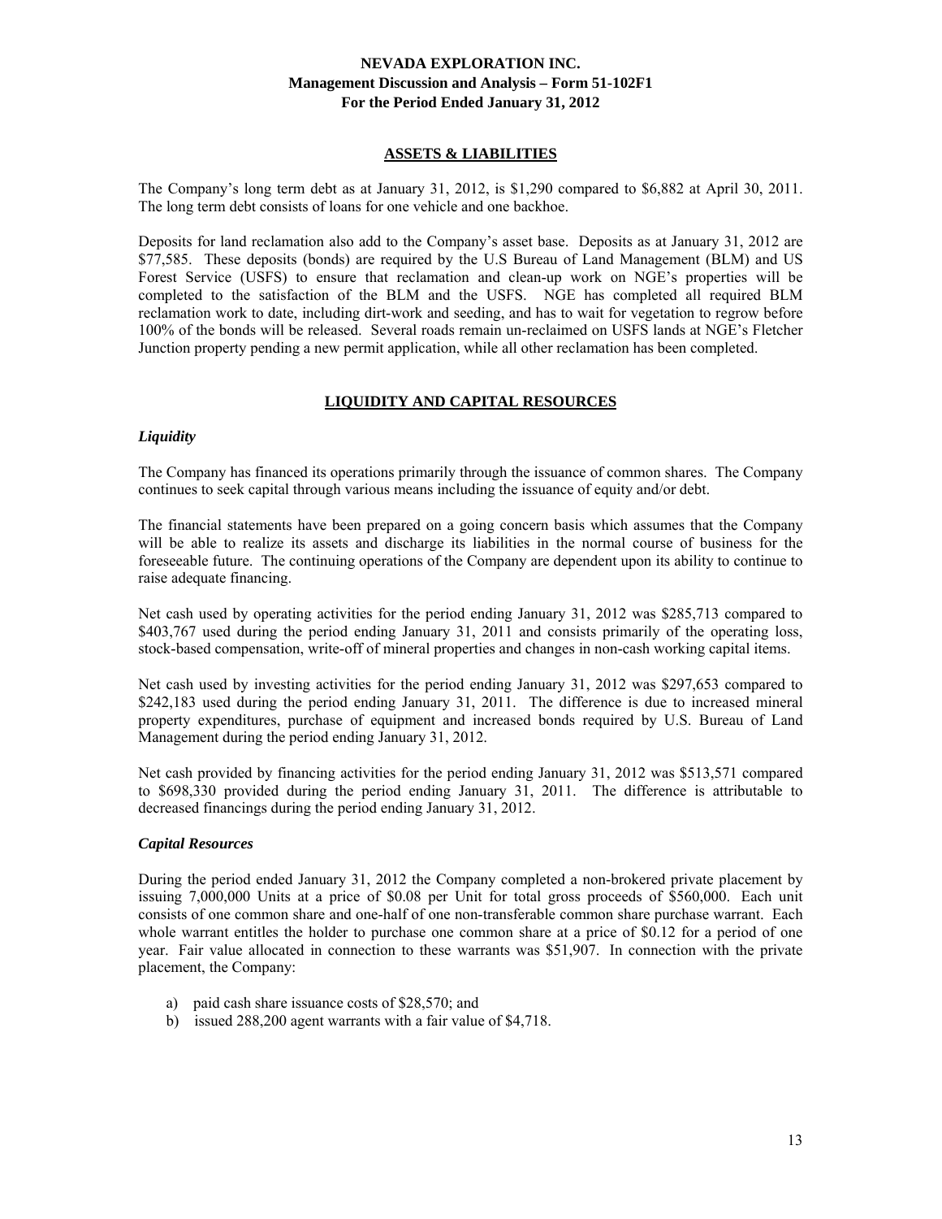## ASSETS & LIABILITIES

The Company's long term debt as at January 31, 2012, is $1,290 compared to $6,882 at April 30, 2011. The long term debt consists of loans for one vehicle and one backhoe.

Deposits for land reclamation also add to the Company's asset base. Deposits as at January 31, 2012 are $77,585. These deposits (bonds) are required by the U.S Bureau of Land Management (BLM) and US Forest Service (USFS) to ensure that reclamation and clean-up work on NGE's properties will be completed to the satisfaction of the BLM and the USFS. NGE has completed all required BLM reclamation work to date, including dirt-work and seeding, and has to wait for vegetation to regrow before 100% of the bonds will be released. Several roads remain un-reclaimed on USFS lands at NGE's Fletcher Junction property pending a new permit application, while all other reclamation has been completed.

## LIQUIDITY AND CAPITAL RESOURCES

### *Liquidity*

The Company has financed its operations primarily through the issuance of common shares. The Company continues to seek capital through various means including the issuance of equity and/or debt.

The financial statements have been prepared on a going concern basis which assumes that the Company will be able to realize its assets and discharge its liabilities in the normal course of business for the foreseeable future. The continuing operations of the Company are dependent upon its ability to continue to raise adequate financing.

Net cash used by operating activities for the period ending January 31, 2012 was $285,713 compared to $403,767 used during the period ending January 31, 2011 and consists primarily of the operating loss, stock-based compensation, write-off of mineral properties and changes in non-cash working capital items.

Net cash used by investing activities for the period ending January 31, 2012 was $297,653 compared to $242,183 used during the period ending January 31, 2011. The difference is due to increased mineral property expenditures, purchase of equipment and increased bonds required by U.S. Bureau of Land Management during the period ending January 31, 2012.

Net cash provided by financing activities for the period ending January 31, 2012 was $513,571 compared to $698,330 provided during the period ending January 31, 2011. The difference is attributable to decreased financings during the period ending January 31, 2012.

### *Capital Resources*

During the period ended January 31, 2012 the Company completed a non-brokered private placement by issuing 7,000,000 Units at a price of $0.08 per Unit for total gross proceeds of $560,000. Each unit consists of one common share and one-half of one non-transferable common share purchase warrant. Each whole warrant entitles the holder to purchase one common share at a price of $0.12 for a period of one year. Fair value allocated in connection to these warrants was $51,907. In connection with the private placement, the Company:

a) paid cash share issuance costs of $28,570; and
b) issued 288,200 agent warrants with a fair value of $4,718.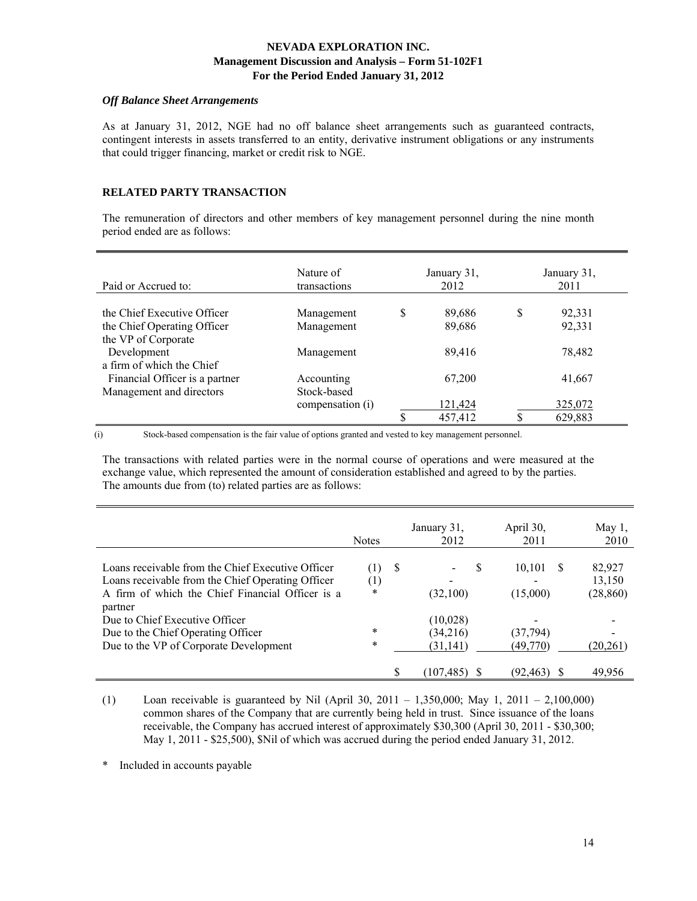### *Off Balance Sheet Arrangements*

As at January 31, 2012, NGE had no off balance sheet arrangements such as guaranteed contracts, contingent interests in assets transferred to an entity, derivative instrument obligations or any instruments that could trigger financing, market or credit risk to NGE.

## RELATED PARTY TRANSACTION

The remuneration of directors and other members of key management personnel during the nine month period ended are as follows:

| Paid or Accrued to: | Nature of transactions | January 31, 2012 | January 31, 2011 |
|---|---|---|---|
| the Chief Executive Officer | Management | $ 89,686 | $ 92,331 |
| the Chief Operating Officer | Management | 89,686 | 92,331 |
| the VP of Corporate Development | Management | 89,416 | 78,482 |
| a firm of which the Chief Financial Officer is a partner | Accounting | 67,200 | 41,667 |
| Management and directors | Stock-based compensation (i) | 121,424 | 325,072 |
| | | $ 457,412 | $ 629,883 |

(i) Stock-based compensation is the fair value of options granted and vested to key management personnel.

The transactions with related parties were in the normal course of operations and were measured at the exchange value, which represented the amount of consideration established and agreed to by the parties. The amounts due from (to) related parties are as follows:

| | Notes | January 31, 2012 | April 30, 2011 | May 1, 2010 |
|---|---|---|---|---|
| Loans receivable from the Chief Executive Officer | (1) | $ - | $ 10,101 | $ 82,927 |
| Loans receivable from the Chief Operating Officer | (1) | - | - | 13,150 |
| A firm of which the Chief Financial Officer is a partner | * | (32,100) | (15,000) | (28,860) |
| Due to Chief Executive Officer | | (10,028) | - | - |
| Due to the Chief Operating Officer | * | (34,216) | (37,794) | - |
| Due to the VP of Corporate Development | * | (31,141) | (49,770) | (20,261) |
| | | $ (107,485) | $ (92,463) | $ 49,956 |

(1) Loan receivable is guaranteed by Nil (April 30, 2011 – 1,350,000; May 1, 2011 – 2,100,000) common shares of the Company that are currently being held in trust. Since issuance of the loans receivable, the Company has accrued interest of approximately $30,300 (April 30, 2011 - $30,300; May 1, 2011 - $25,500), $Nil of which was accrued during the period ended January 31, 2012.

\* Included in accounts payable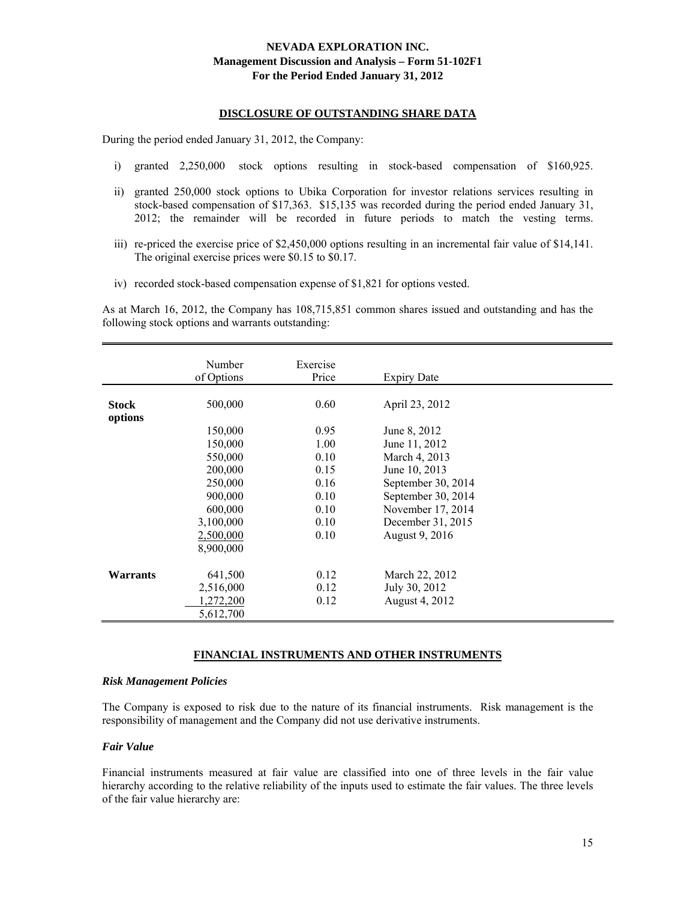**NEVADA EXPLORATION INC.**
**Management Discussion and Analysis – Form 51-102F1**
**For the Period Ended January 31, 2012**

## DISCLOSURE OF OUTSTANDING SHARE DATA

During the period ended January 31, 2012, the Company:

i) granted 2,250,000 stock options resulting in stock-based compensation of $160,925.

ii) granted 250,000 stock options to Ubika Corporation for investor relations services resulting in stock-based compensation of $17,363. $15,135 was recorded during the period ended January 31, 2012; the remainder will be recorded in future periods to match the vesting terms.

iii) re-priced the exercise price of $2,450,000 options resulting in an incremental fair value of $14,141. The original exercise prices were $0.15 to $0.17.

iv) recorded stock-based compensation expense of $1,821 for options vested.

As at March 16, 2012, the Company has 108,715,851 common shares issued and outstanding and has the following stock options and warrants outstanding:

| | Number of Options | Exercise Price | Expiry Date |
|---|---|---|---|
| **Stock options** | 500,000 | 0.60 | April 23, 2012 |
| | 150,000 | 0.95 | June 8, 2012 |
| | 150,000 | 1.00 | June 11, 2012 |
| | 550,000 | 0.10 | March 4, 2013 |
| | 200,000 | 0.15 | June 10, 2013 |
| | 250,000 | 0.16 | September 30, 2014 |
| | 900,000 | 0.10 | September 30, 2014 |
| | 600,000 | 0.10 | November 17, 2014 |
| | 3,100,000 | 0.10 | December 31, 2015 |
| | 2,500,000 | 0.10 | August 9, 2016 |
| | 8,900,000 | | |
| **Warrants** | 641,500 | 0.12 | March 22, 2012 |
| | 2,516,000 | 0.12 | July 30, 2012 |
| | 1,272,200 | 0.12 | August 4, 2012 |
| | 5,612,700 | | |

## FINANCIAL INSTRUMENTS AND OTHER INSTRUMENTS

### *Risk Management Policies*

The Company is exposed to risk due to the nature of its financial instruments. Risk management is the responsibility of management and the Company did not use derivative instruments.

### *Fair Value*

Financial instruments measured at fair value are classified into one of three levels in the fair value hierarchy according to the relative reliability of the inputs used to estimate the fair values. The three levels of the fair value hierarchy are: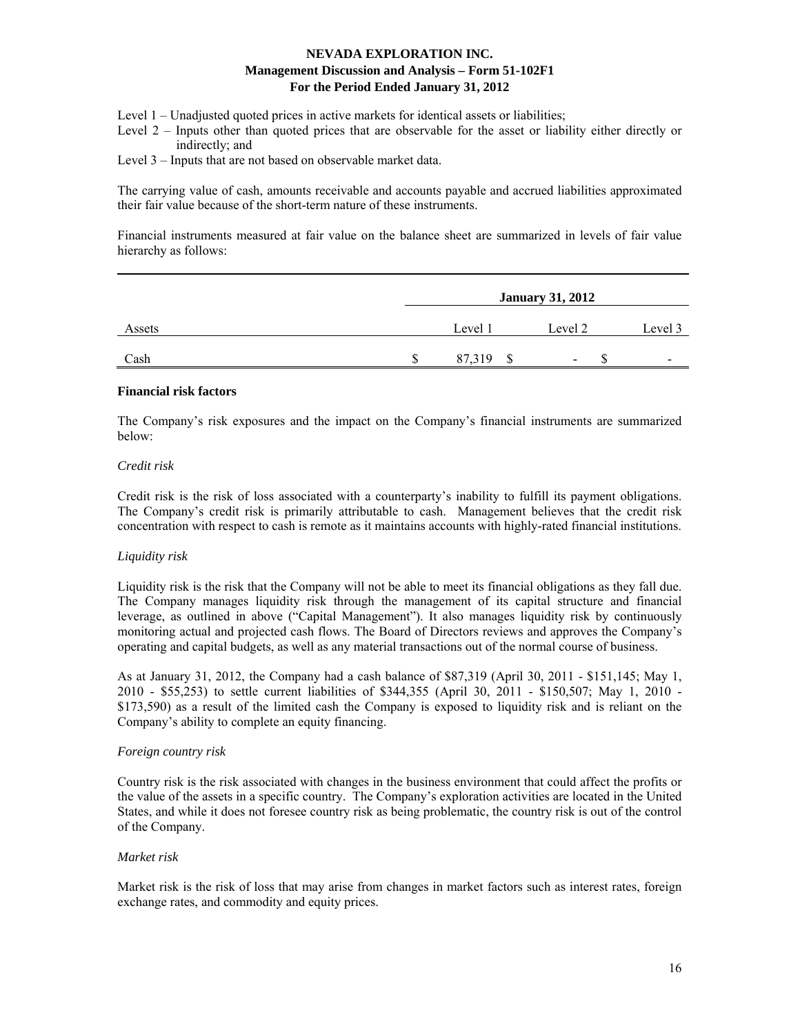Level 1 – Unadjusted quoted prices in active markets for identical assets or liabilities;

Level 2 – Inputs other than quoted prices that are observable for the asset or liability either directly or indirectly; and

Level 3 – Inputs that are not based on observable market data.

The carrying value of cash, amounts receivable and accounts payable and accrued liabilities approximated their fair value because of the short-term nature of these instruments.

Financial instruments measured at fair value on the balance sheet are summarized in levels of fair value hierarchy as follows:

| | January 31, 2012 | | |
|---|---|---|---|
| Assets | Level 1 | Level 2 | Level 3 |
| Cash | $ 87,319 | $ - | $ - |

**Financial risk factors**

The Company's risk exposures and the impact on the Company's financial instruments are summarized below:

*Credit risk*

Credit risk is the risk of loss associated with a counterparty's inability to fulfill its payment obligations. The Company's credit risk is primarily attributable to cash. Management believes that the credit risk concentration with respect to cash is remote as it maintains accounts with highly-rated financial institutions.

*Liquidity risk*

Liquidity risk is the risk that the Company will not be able to meet its financial obligations as they fall due. The Company manages liquidity risk through the management of its capital structure and financial leverage, as outlined in above ("Capital Management"). It also manages liquidity risk by continuously monitoring actual and projected cash flows. The Board of Directors reviews and approves the Company's operating and capital budgets, as well as any material transactions out of the normal course of business.

As at January 31, 2012, the Company had a cash balance of $87,319 (April 30, 2011 - $151,145; May 1, 2010 - $55,253) to settle current liabilities of $344,355 (April 30, 2011 - $150,507; May 1, 2010 - $173,590) as a result of the limited cash the Company is exposed to liquidity risk and is reliant on the Company's ability to complete an equity financing.

*Foreign country risk*

Country risk is the risk associated with changes in the business environment that could affect the profits or the value of the assets in a specific country. The Company's exploration activities are located in the United States, and while it does not foresee country risk as being problematic, the country risk is out of the control of the Company.

*Market risk*

Market risk is the risk of loss that may arise from changes in market factors such as interest rates, foreign exchange rates, and commodity and equity prices.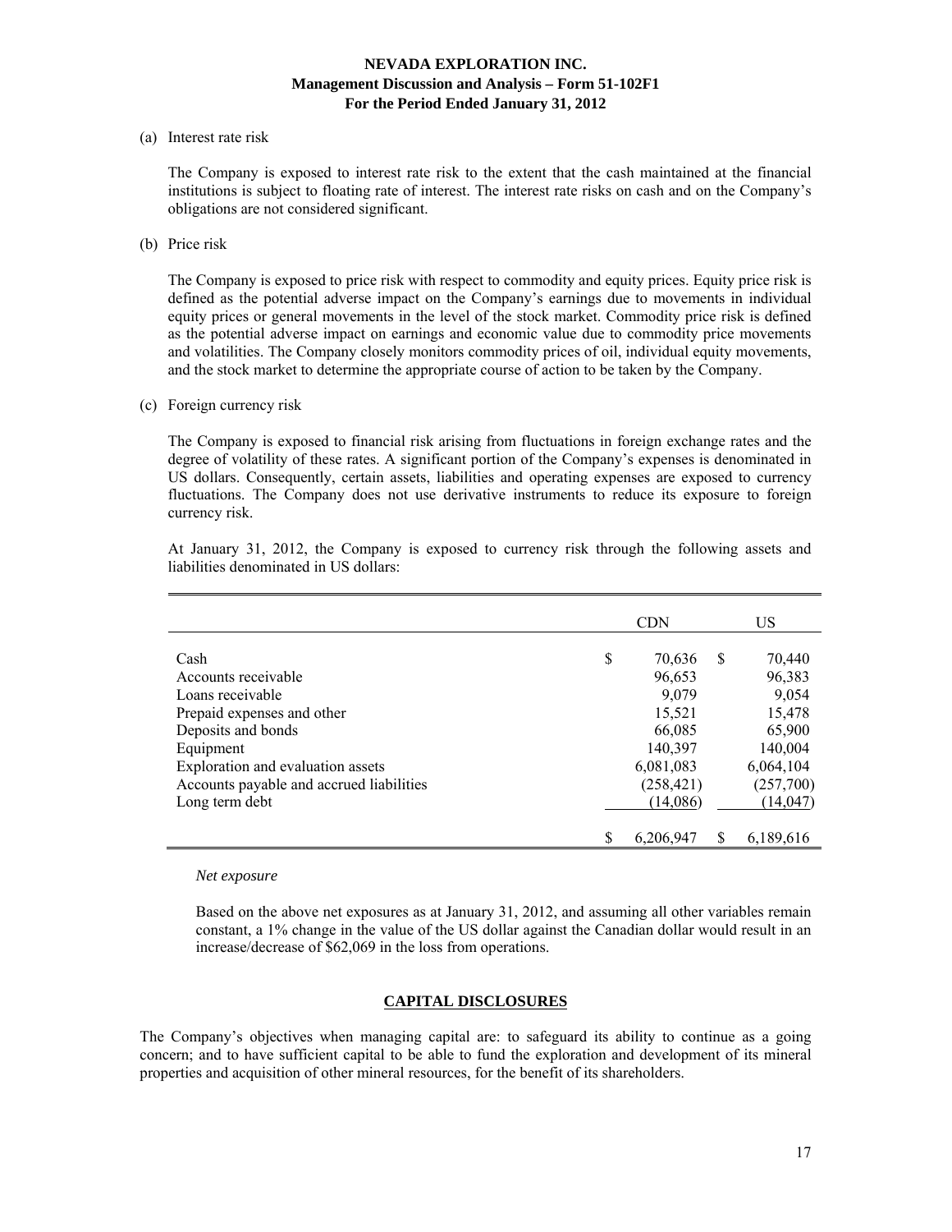(a) Interest rate risk

The Company is exposed to interest rate risk to the extent that the cash maintained at the financial institutions is subject to floating rate of interest. The interest rate risks on cash and on the Company's obligations are not considered significant.

(b) Price risk

The Company is exposed to price risk with respect to commodity and equity prices. Equity price risk is defined as the potential adverse impact on the Company's earnings due to movements in individual equity prices or general movements in the level of the stock market. Commodity price risk is defined as the potential adverse impact on earnings and economic value due to commodity price movements and volatilities. The Company closely monitors commodity prices of oil, individual equity movements, and the stock market to determine the appropriate course of action to be taken by the Company.

(c) Foreign currency risk

The Company is exposed to financial risk arising from fluctuations in foreign exchange rates and the degree of volatility of these rates. A significant portion of the Company's expenses is denominated in US dollars. Consequently, certain assets, liabilities and operating expenses are exposed to currency fluctuations. The Company does not use derivative instruments to reduce its exposure to foreign currency risk.

At January 31, 2012, the Company is exposed to currency risk through the following assets and liabilities denominated in US dollars:

| | CDN | US |
|---|---|---|
| Cash | $ 70,636 | $ 70,440 |
| Accounts receivable | 96,653 | 96,383 |
| Loans receivable | 9,079 | 9,054 |
| Prepaid expenses and other | 15,521 | 15,478 |
| Deposits and bonds | 66,085 | 65,900 |
| Equipment | 140,397 | 140,004 |
| Exploration and evaluation assets | 6,081,083 | 6,064,104 |
| Accounts payable and accrued liabilities | (258,421) | (257,700) |
| Long term debt | (14,086) | (14,047) |
| | $ 6,206,947 | $ 6,189,616 |

*Net exposure*

Based on the above net exposures as at January 31, 2012, and assuming all other variables remain constant, a 1% change in the value of the US dollar against the Canadian dollar would result in an increase/decrease of $62,069 in the loss from operations.

## CAPITAL DISCLOSURES

The Company's objectives when managing capital are: to safeguard its ability to continue as a going concern; and to have sufficient capital to be able to fund the exploration and development of its mineral properties and acquisition of other mineral resources, for the benefit of its shareholders.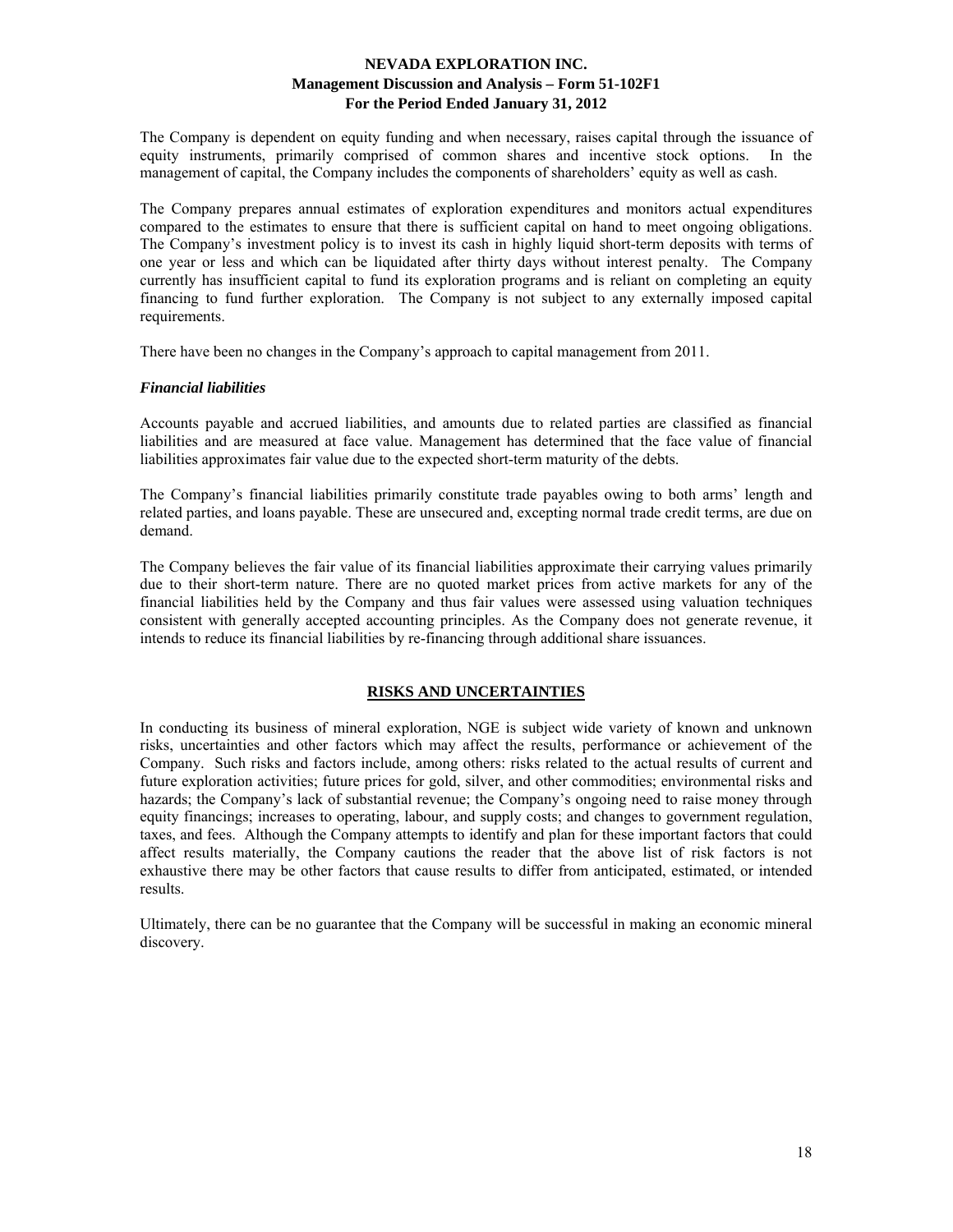The Company is dependent on equity funding and when necessary, raises capital through the issuance of equity instruments, primarily comprised of common shares and incentive stock options. In the management of capital, the Company includes the components of shareholders' equity as well as cash.

The Company prepares annual estimates of exploration expenditures and monitors actual expenditures compared to the estimates to ensure that there is sufficient capital on hand to meet ongoing obligations. The Company's investment policy is to invest its cash in highly liquid short-term deposits with terms of one year or less and which can be liquidated after thirty days without interest penalty. The Company currently has insufficient capital to fund its exploration programs and is reliant on completing an equity financing to fund further exploration. The Company is not subject to any externally imposed capital requirements.

There have been no changes in the Company's approach to capital management from 2011.

***Financial liabilities***

Accounts payable and accrued liabilities, and amounts due to related parties are classified as financial liabilities and are measured at face value. Management has determined that the face value of financial liabilities approximates fair value due to the expected short-term maturity of the debts.

The Company's financial liabilities primarily constitute trade payables owing to both arms' length and related parties, and loans payable. These are unsecured and, excepting normal trade credit terms, are due on demand.

The Company believes the fair value of its financial liabilities approximate their carrying values primarily due to their short-term nature. There are no quoted market prices from active markets for any of the financial liabilities held by the Company and thus fair values were assessed using valuation techniques consistent with generally accepted accounting principles. As the Company does not generate revenue, it intends to reduce its financial liabilities by re-financing through additional share issuances.

## RISKS AND UNCERTAINTIES

In conducting its business of mineral exploration, NGE is subject wide variety of known and unknown risks, uncertainties and other factors which may affect the results, performance or achievement of the Company. Such risks and factors include, among others: risks related to the actual results of current and future exploration activities; future prices for gold, silver, and other commodities; environmental risks and hazards; the Company's lack of substantial revenue; the Company's ongoing need to raise money through equity financings; increases to operating, labour, and supply costs; and changes to government regulation, taxes, and fees. Although the Company attempts to identify and plan for these important factors that could affect results materially, the Company cautions the reader that the above list of risk factors is not exhaustive there may be other factors that cause results to differ from anticipated, estimated, or intended results.

Ultimately, there can be no guarantee that the Company will be successful in making an economic mineral discovery.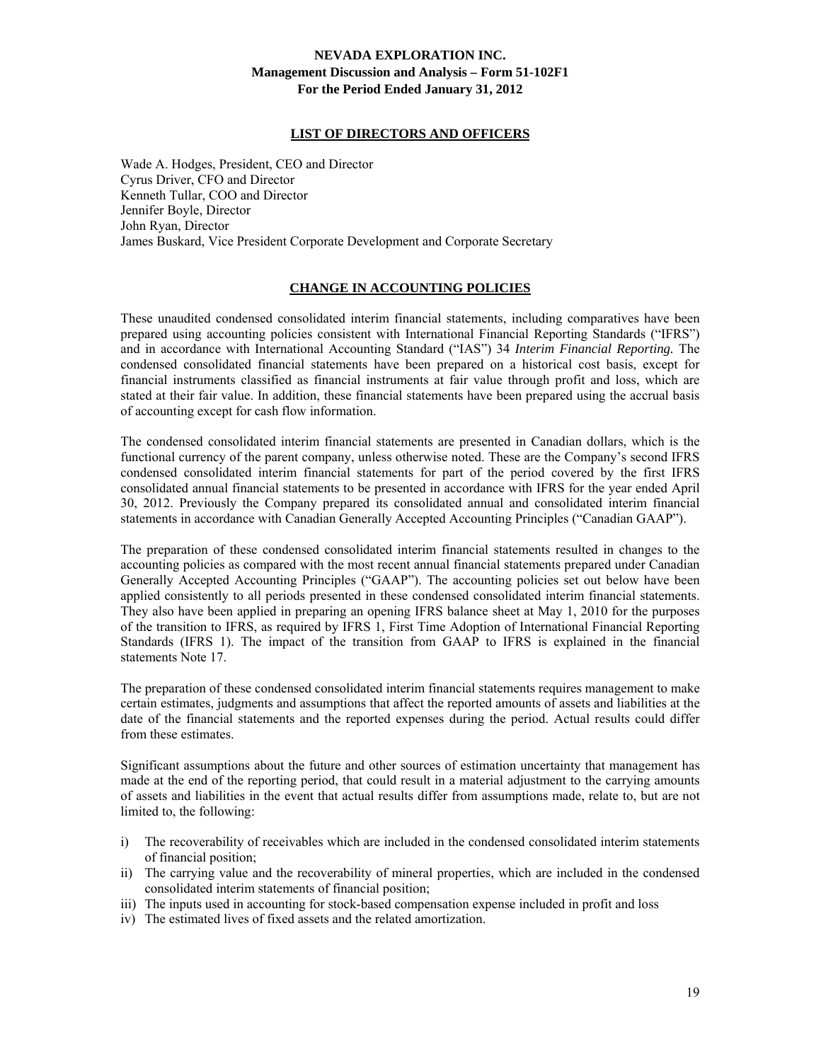## LIST OF DIRECTORS AND OFFICERS

Wade A. Hodges, President, CEO and Director
Cyrus Driver, CFO and Director
Kenneth Tullar, COO and Director
Jennifer Boyle, Director
John Ryan, Director
James Buskard, Vice President Corporate Development and Corporate Secretary

## CHANGE IN ACCOUNTING POLICIES

These unaudited condensed consolidated interim financial statements, including comparatives have been prepared using accounting policies consistent with International Financial Reporting Standards ("IFRS") and in accordance with International Accounting Standard ("IAS") 34 *Interim Financial Reporting.* The condensed consolidated financial statements have been prepared on a historical cost basis, except for financial instruments classified as financial instruments at fair value through profit and loss, which are stated at their fair value. In addition, these financial statements have been prepared using the accrual basis of accounting except for cash flow information.

The condensed consolidated interim financial statements are presented in Canadian dollars, which is the functional currency of the parent company, unless otherwise noted. These are the Company's second IFRS condensed consolidated interim financial statements for part of the period covered by the first IFRS consolidated annual financial statements to be presented in accordance with IFRS for the year ended April 30, 2012. Previously the Company prepared its consolidated annual and consolidated interim financial statements in accordance with Canadian Generally Accepted Accounting Principles ("Canadian GAAP").

The preparation of these condensed consolidated interim financial statements resulted in changes to the accounting policies as compared with the most recent annual financial statements prepared under Canadian Generally Accepted Accounting Principles ("GAAP"). The accounting policies set out below have been applied consistently to all periods presented in these condensed consolidated interim financial statements. They also have been applied in preparing an opening IFRS balance sheet at May 1, 2010 for the purposes of the transition to IFRS, as required by IFRS 1, First Time Adoption of International Financial Reporting Standards (IFRS 1). The impact of the transition from GAAP to IFRS is explained in the financial statements Note 17.

The preparation of these condensed consolidated interim financial statements requires management to make certain estimates, judgments and assumptions that affect the reported amounts of assets and liabilities at the date of the financial statements and the reported expenses during the period. Actual results could differ from these estimates.

Significant assumptions about the future and other sources of estimation uncertainty that management has made at the end of the reporting period, that could result in a material adjustment to the carrying amounts of assets and liabilities in the event that actual results differ from assumptions made, relate to, but are not limited to, the following:

i) The recoverability of receivables which are included in the condensed consolidated interim statements of financial position;
ii) The carrying value and the recoverability of mineral properties, which are included in the condensed consolidated interim statements of financial position;
iii) The inputs used in accounting for stock-based compensation expense included in profit and loss
iv) The estimated lives of fixed assets and the related amortization.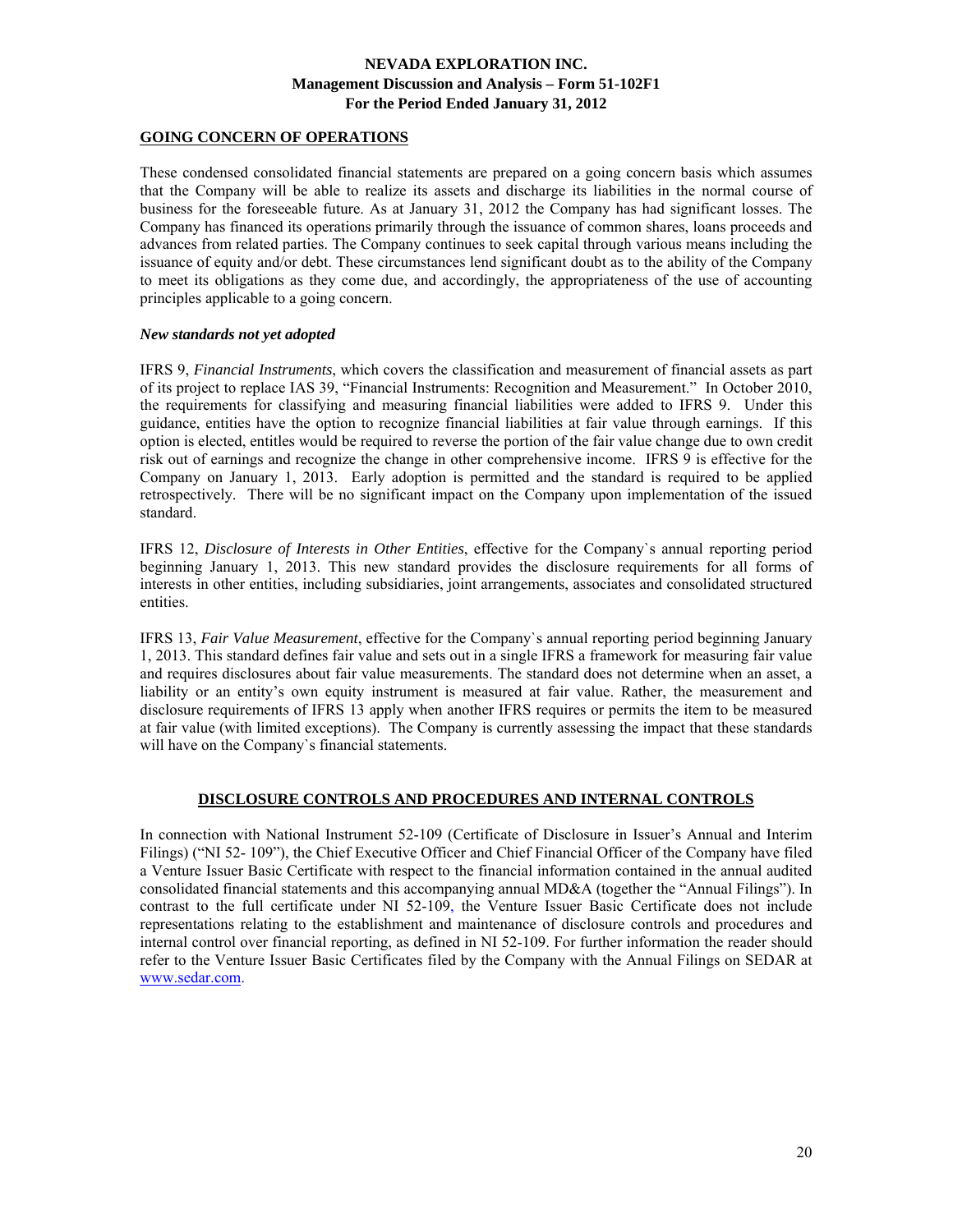## GOING CONCERN OF OPERATIONS

These condensed consolidated financial statements are prepared on a going concern basis which assumes that the Company will be able to realize its assets and discharge its liabilities in the normal course of business for the foreseeable future. As at January 31, 2012 the Company has had significant losses. The Company has financed its operations primarily through the issuance of common shares, loans proceeds and advances from related parties. The Company continues to seek capital through various means including the issuance of equity and/or debt. These circumstances lend significant doubt as to the ability of the Company to meet its obligations as they come due, and accordingly, the appropriateness of the use of accounting principles applicable to a going concern.

### *New standards not yet adopted*

IFRS 9, *Financial Instruments*, which covers the classification and measurement of financial assets as part of its project to replace IAS 39, "Financial Instruments: Recognition and Measurement." In October 2010, the requirements for classifying and measuring financial liabilities were added to IFRS 9. Under this guidance, entities have the option to recognize financial liabilities at fair value through earnings. If this option is elected, entitles would be required to reverse the portion of the fair value change due to own credit risk out of earnings and recognize the change in other comprehensive income. IFRS 9 is effective for the Company on January 1, 2013. Early adoption is permitted and the standard is required to be applied retrospectively. There will be no significant impact on the Company upon implementation of the issued standard.

IFRS 12, *Disclosure of Interests in Other Entities*, effective for the Company`s annual reporting period beginning January 1, 2013. This new standard provides the disclosure requirements for all forms of interests in other entities, including subsidiaries, joint arrangements, associates and consolidated structured entities.

IFRS 13, *Fair Value Measurement*, effective for the Company`s annual reporting period beginning January 1, 2013. This standard defines fair value and sets out in a single IFRS a framework for measuring fair value and requires disclosures about fair value measurements. The standard does not determine when an asset, a liability or an entity's own equity instrument is measured at fair value. Rather, the measurement and disclosure requirements of IFRS 13 apply when another IFRS requires or permits the item to be measured at fair value (with limited exceptions). The Company is currently assessing the impact that these standards will have on the Company`s financial statements.

## DISCLOSURE CONTROLS AND PROCEDURES AND INTERNAL CONTROLS

In connection with National Instrument 52-109 (Certificate of Disclosure in Issuer's Annual and Interim Filings) ("NI 52- 109"), the Chief Executive Officer and Chief Financial Officer of the Company have filed a Venture Issuer Basic Certificate with respect to the financial information contained in the annual audited consolidated financial statements and this accompanying annual MD&A (together the "Annual Filings"). In contrast to the full certificate under NI 52-109, the Venture Issuer Basic Certificate does not include representations relating to the establishment and maintenance of disclosure controls and procedures and internal control over financial reporting, as defined in NI 52-109. For further information the reader should refer to the Venture Issuer Basic Certificates filed by the Company with the Annual Filings on SEDAR at www.sedar.com.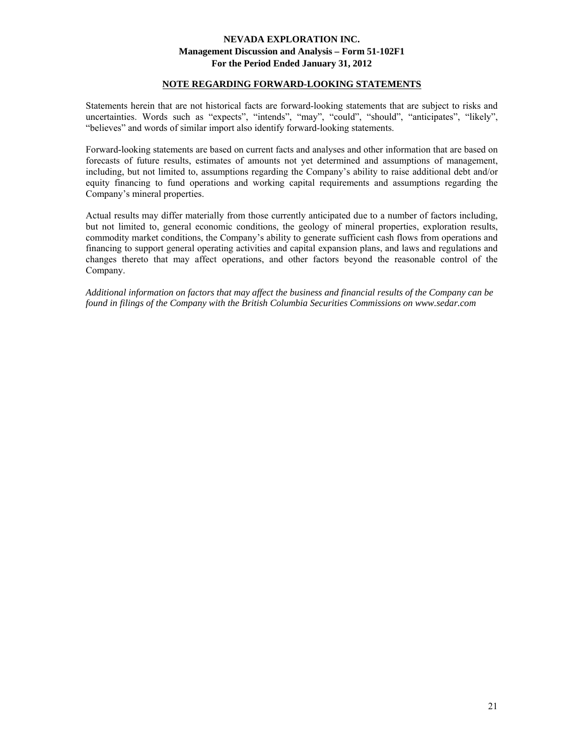## NOTE REGARDING FORWARD-LOOKING STATEMENTS

Statements herein that are not historical facts are forward-looking statements that are subject to risks and uncertainties. Words such as "expects", "intends", "may", "could", "should", "anticipates", "likely", "believes" and words of similar import also identify forward-looking statements.

Forward-looking statements are based on current facts and analyses and other information that are based on forecasts of future results, estimates of amounts not yet determined and assumptions of management, including, but not limited to, assumptions regarding the Company's ability to raise additional debt and/or equity financing to fund operations and working capital requirements and assumptions regarding the Company's mineral properties.

Actual results may differ materially from those currently anticipated due to a number of factors including, but not limited to, general economic conditions, the geology of mineral properties, exploration results, commodity market conditions, the Company's ability to generate sufficient cash flows from operations and financing to support general operating activities and capital expansion plans, and laws and regulations and changes thereto that may affect operations, and other factors beyond the reasonable control of the Company.

*Additional information on factors that may affect the business and financial results of the Company can be found in filings of the Company with the British Columbia Securities Commissions on www.sedar.com*